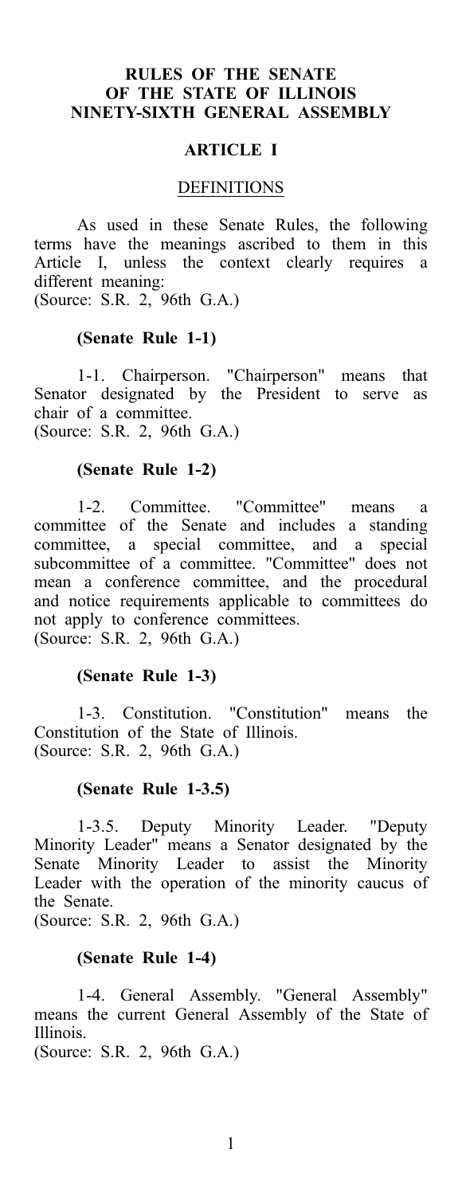# RULES OF THE SENATE OF THE STATE OF ILLINOIS NINETY-SIXTH GENERAL ASSEMBLY

## ARTICLE I

### DEFINITIONS

As used in these Senate Rules, the following terms have the meanings ascribed to them in this Article I, unless the context clearly requires a different meaning:
(Source: S.R. 2, 96th G.A.)

**(Senate Rule 1-1)**

1-1. Chairperson. "Chairperson" means that Senator designated by the President to serve as chair of a committee.
(Source: S.R. 2, 96th G.A.)

**(Senate Rule 1-2)**

1-2. Committee. "Committee" means a committee of the Senate and includes a standing committee, a special committee, and a special subcommittee of a committee. "Committee" does not mean a conference committee, and the procedural and notice requirements applicable to committees do not apply to conference committees.
(Source: S.R. 2, 96th G.A.)

**(Senate Rule 1-3)**

1-3. Constitution. "Constitution" means the Constitution of the State of Illinois.
(Source: S.R. 2, 96th G.A.)

**(Senate Rule 1-3.5)**

1-3.5. Deputy Minority Leader. "Deputy Minority Leader" means a Senator designated by the Senate Minority Leader to assist the Minority Leader with the operation of the minority caucus of the Senate.
(Source: S.R. 2, 96th G.A.)

**(Senate Rule 1-4)**

1-4. General Assembly. "General Assembly" means the current General Assembly of the State of Illinois.
(Source: S.R. 2, 96th G.A.)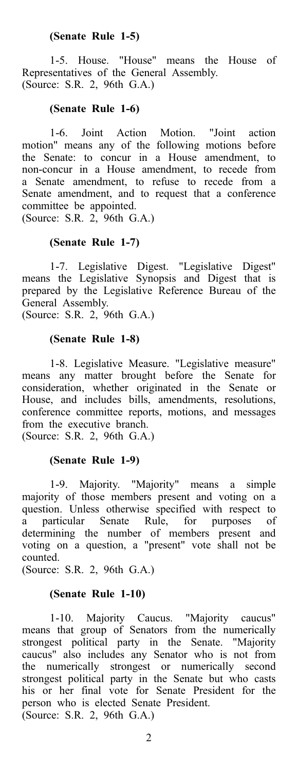**(Senate Rule 1-5)**

1-5. House. "House" means the House of Representatives of the General Assembly.
(Source: S.R. 2, 96th G.A.)

**(Senate Rule 1-6)**

1-6. Joint Action Motion. "Joint action motion" means any of the following motions before the Senate: to concur in a House amendment, to non-concur in a House amendment, to recede from a Senate amendment, to refuse to recede from a Senate amendment, and to request that a conference committee be appointed.
(Source: S.R. 2, 96th G.A.)

**(Senate Rule 1-7)**

1-7. Legislative Digest. "Legislative Digest" means the Legislative Synopsis and Digest that is prepared by the Legislative Reference Bureau of the General Assembly.
(Source: S.R. 2, 96th G.A.)

**(Senate Rule 1-8)**

1-8. Legislative Measure. "Legislative measure" means any matter brought before the Senate for consideration, whether originated in the Senate or House, and includes bills, amendments, resolutions, conference committee reports, motions, and messages from the executive branch.
(Source: S.R. 2, 96th G.A.)

**(Senate Rule 1-9)**

1-9. Majority. "Majority" means a simple majority of those members present and voting on a question. Unless otherwise specified with respect to a particular Senate Rule, for purposes of determining the number of members present and voting on a question, a "present" vote shall not be counted.
(Source: S.R. 2, 96th G.A.)

**(Senate Rule 1-10)**

1-10. Majority Caucus. "Majority caucus" means that group of Senators from the numerically strongest political party in the Senate. "Majority caucus" also includes any Senator who is not from the numerically strongest or numerically second strongest political party in the Senate but who casts his or her final vote for Senate President for the person who is elected Senate President.
(Source: S.R. 2, 96th G.A.)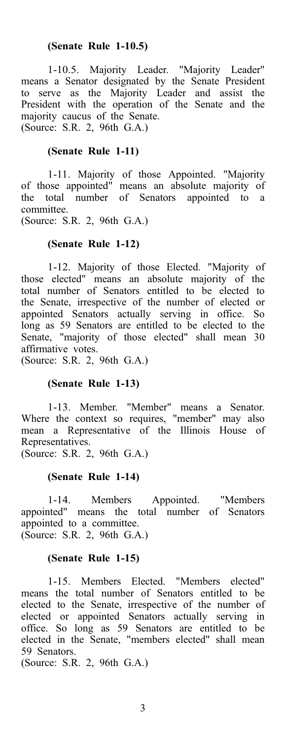**(Senate Rule 1-10.5)**

1-10.5. Majority Leader. "Majority Leader" means a Senator designated by the Senate President to serve as the Majority Leader and assist the President with the operation of the Senate and the majority caucus of the Senate.
(Source: S.R. 2, 96th G.A.)

**(Senate Rule 1-11)**

1-11. Majority of those Appointed. "Majority of those appointed" means an absolute majority of the total number of Senators appointed to a committee.
(Source: S.R. 2, 96th G.A.)

**(Senate Rule 1-12)**

1-12. Majority of those Elected. "Majority of those elected" means an absolute majority of the total number of Senators entitled to be elected to the Senate, irrespective of the number of elected or appointed Senators actually serving in office. So long as 59 Senators are entitled to be elected to the Senate, "majority of those elected" shall mean 30 affirmative votes.
(Source: S.R. 2, 96th G.A.)

**(Senate Rule 1-13)**

1-13. Member. "Member" means a Senator. Where the context so requires, "member" may also mean a Representative of the Illinois House of Representatives.
(Source: S.R. 2, 96th G.A.)

**(Senate Rule 1-14)**

1-14. Members Appointed. "Members appointed" means the total number of Senators appointed to a committee.
(Source: S.R. 2, 96th G.A.)

**(Senate Rule 1-15)**

1-15. Members Elected. "Members elected" means the total number of Senators entitled to be elected to the Senate, irrespective of the number of elected or appointed Senators actually serving in office. So long as 59 Senators are entitled to be elected in the Senate, "members elected" shall mean 59 Senators.
(Source: S.R. 2, 96th G.A.)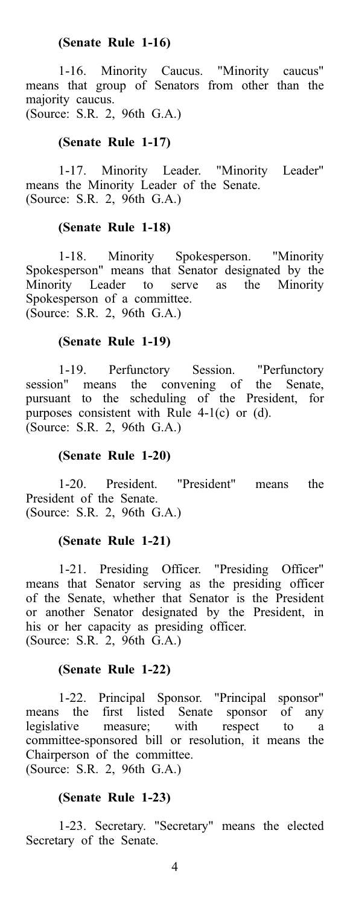**(Senate Rule 1-16)**

1-16. Minority Caucus. "Minority caucus" means that group of Senators from other than the majority caucus.
(Source: S.R. 2, 96th G.A.)

**(Senate Rule 1-17)**

1-17. Minority Leader. "Minority Leader" means the Minority Leader of the Senate.
(Source: S.R. 2, 96th G.A.)

**(Senate Rule 1-18)**

1-18. Minority Spokesperson. "Minority Spokesperson" means that Senator designated by the Minority Leader to serve as the Minority Spokesperson of a committee.
(Source: S.R. 2, 96th G.A.)

**(Senate Rule 1-19)**

1-19. Perfunctory Session. "Perfunctory session" means the convening of the Senate, pursuant to the scheduling of the President, for purposes consistent with Rule 4-1(c) or (d).
(Source: S.R. 2, 96th G.A.)

**(Senate Rule 1-20)**

1-20. President. "President" means the President of the Senate.
(Source: S.R. 2, 96th G.A.)

**(Senate Rule 1-21)**

1-21. Presiding Officer. "Presiding Officer" means that Senator serving as the presiding officer of the Senate, whether that Senator is the President or another Senator designated by the President, in his or her capacity as presiding officer.
(Source: S.R. 2, 96th G.A.)

**(Senate Rule 1-22)**

1-22. Principal Sponsor. "Principal sponsor" means the first listed Senate sponsor of any legislative measure; with respect to a committee-sponsored bill or resolution, it means the Chairperson of the committee.
(Source: S.R. 2, 96th G.A.)

**(Senate Rule 1-23)**

1-23. Secretary. "Secretary" means the elected Secretary of the Senate.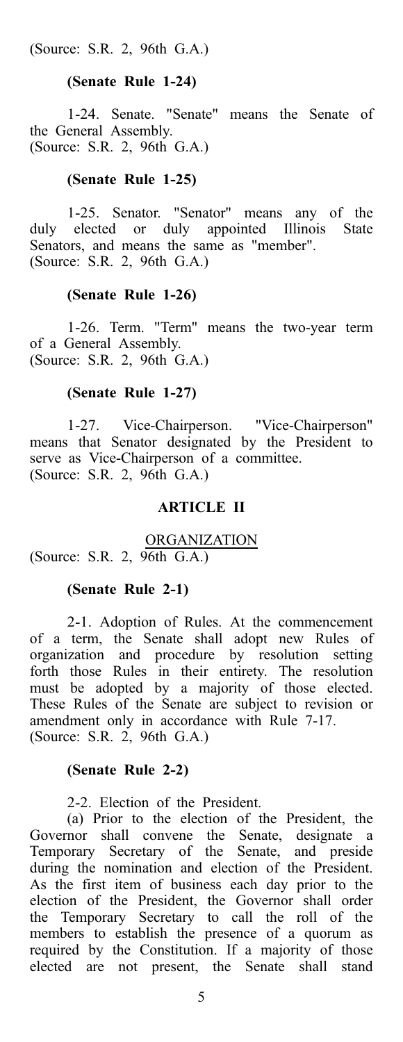(Source: S.R. 2, 96th G.A.)

**(Senate Rule 1-24)**

1-24. Senate. "Senate" means the Senate of the General Assembly.
(Source: S.R. 2, 96th G.A.)

**(Senate Rule 1-25)**

1-25. Senator. "Senator" means any of the duly elected or duly appointed Illinois State Senators, and means the same as "member".
(Source: S.R. 2, 96th G.A.)

**(Senate Rule 1-26)**

1-26. Term. "Term" means the two-year term of a General Assembly.
(Source: S.R. 2, 96th G.A.)

**(Senate Rule 1-27)**

1-27. Vice-Chairperson. "Vice-Chairperson" means that Senator designated by the President to serve as Vice-Chairperson of a committee.
(Source: S.R. 2, 96th G.A.)

## ARTICLE II

## ORGANIZATION

(Source: S.R. 2, 96th G.A.)

**(Senate Rule 2-1)**

2-1. Adoption of Rules. At the commencement of a term, the Senate shall adopt new Rules of organization and procedure by resolution setting forth those Rules in their entirety. The resolution must be adopted by a majority of those elected. These Rules of the Senate are subject to revision or amendment only in accordance with Rule 7-17.
(Source: S.R. 2, 96th G.A.)

**(Senate Rule 2-2)**

2-2. Election of the President.

(a) Prior to the election of the President, the Governor shall convene the Senate, designate a Temporary Secretary of the Senate, and preside during the nomination and election of the President. As the first item of business each day prior to the election of the President, the Governor shall order the Temporary Secretary to call the roll of the members to establish the presence of a quorum as required by the Constitution. If a majority of those elected are not present, the Senate shall stand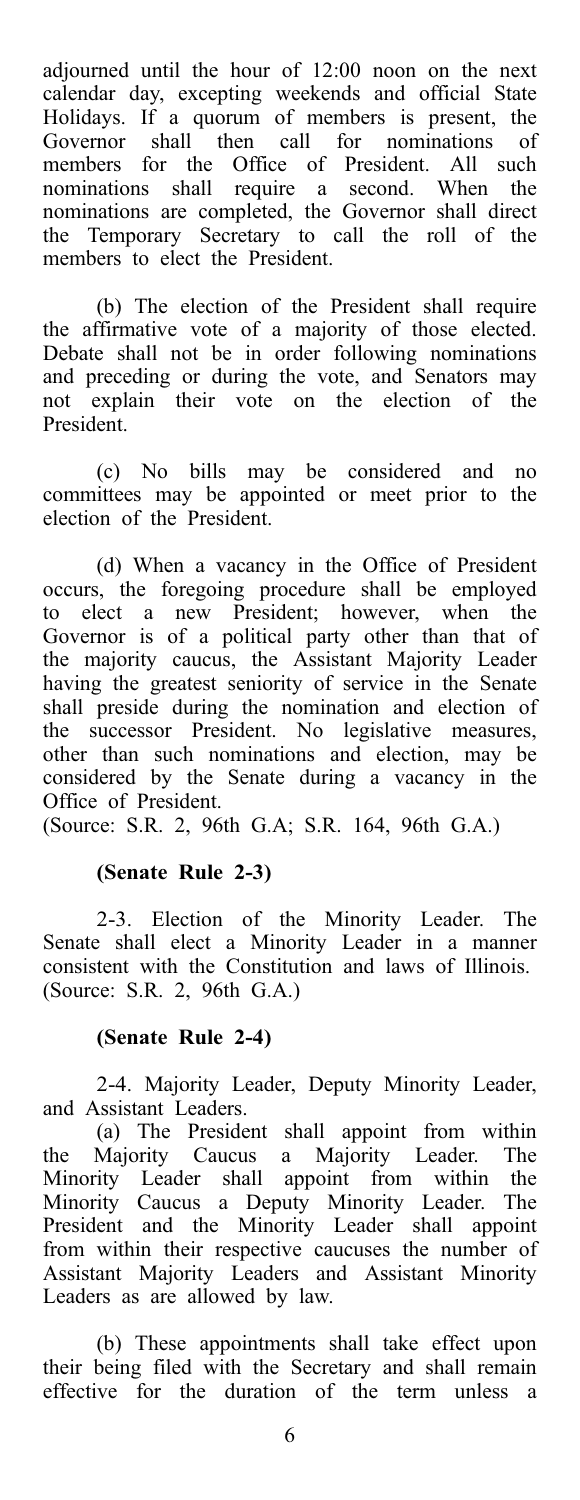adjourned until the hour of 12:00 noon on the next calendar day, excepting weekends and official State Holidays. If a quorum of members is present, the Governor shall then call for nominations of members for the Office of President. All such nominations shall require a second. When the nominations are completed, the Governor shall direct the Temporary Secretary to call the roll of the members to elect the President.

(b) The election of the President shall require the affirmative vote of a majority of those elected. Debate shall not be in order following nominations and preceding or during the vote, and Senators may not explain their vote on the election of the President.

(c) No bills may be considered and no committees may be appointed or meet prior to the election of the President.

(d) When a vacancy in the Office of President occurs, the foregoing procedure shall be employed to elect a new President; however, when the Governor is of a political party other than that of the majority caucus, the Assistant Majority Leader having the greatest seniority of service in the Senate shall preside during the nomination and election of the successor President. No legislative measures, other than such nominations and election, may be considered by the Senate during a vacancy in the Office of President.
(Source: S.R. 2, 96th G.A; S.R. 164, 96th G.A.)

**(Senate Rule 2-3)**

2-3. Election of the Minority Leader. The Senate shall elect a Minority Leader in a manner consistent with the Constitution and laws of Illinois.
(Source: S.R. 2, 96th G.A.)

**(Senate Rule 2-4)**

2-4. Majority Leader, Deputy Minority Leader, and Assistant Leaders.

(a) The President shall appoint from within the Majority Caucus a Majority Leader. The Minority Leader shall appoint from within the Minority Caucus a Deputy Minority Leader. The President and the Minority Leader shall appoint from within their respective caucuses the number of Assistant Majority Leaders and Assistant Minority Leaders as are allowed by law.

(b) These appointments shall take effect upon their being filed with the Secretary and shall remain effective for the duration of the term unless a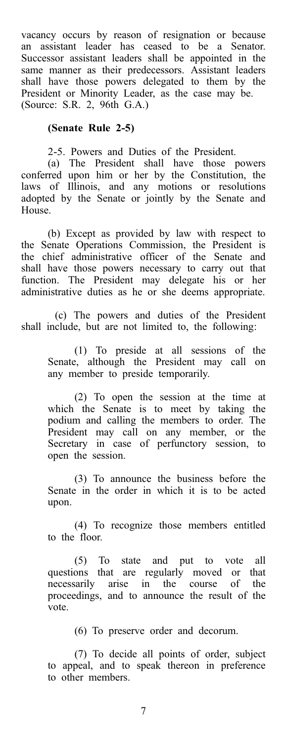vacancy occurs by reason of resignation or because an assistant leader has ceased to be a Senator. Successor assistant leaders shall be appointed in the same manner as their predecessors. Assistant leaders shall have those powers delegated to them by the President or Minority Leader, as the case may be. (Source: S.R. 2, 96th G.A.)

**(Senate Rule 2-5)**

2-5. Powers and Duties of the President.

(a) The President shall have those powers conferred upon him or her by the Constitution, the laws of Illinois, and any motions or resolutions adopted by the Senate or jointly by the Senate and House.

(b) Except as provided by law with respect to the Senate Operations Commission, the President is the chief administrative officer of the Senate and shall have those powers necessary to carry out that function. The President may delegate his or her administrative duties as he or she deems appropriate.

(c) The powers and duties of the President shall include, but are not limited to, the following:

(1) To preside at all sessions of the Senate, although the President may call on any member to preside temporarily.

(2) To open the session at the time at which the Senate is to meet by taking the podium and calling the members to order. The President may call on any member, or the Secretary in case of perfunctory session, to open the session.

(3) To announce the business before the Senate in the order in which it is to be acted upon.

(4) To recognize those members entitled to the floor.

(5) To state and put to vote all questions that are regularly moved or that necessarily arise in the course of the proceedings, and to announce the result of the vote.

(6) To preserve order and decorum.

(7) To decide all points of order, subject to appeal, and to speak thereon in preference to other members.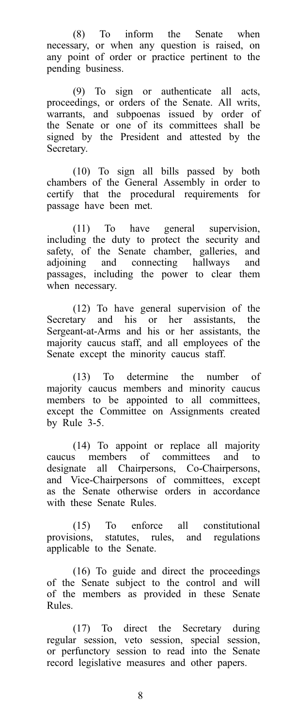(8) To inform the Senate when necessary, or when any question is raised, on any point of order or practice pertinent to the pending business.

(9) To sign or authenticate all acts, proceedings, or orders of the Senate. All writs, warrants, and subpoenas issued by order of the Senate or one of its committees shall be signed by the President and attested by the Secretary.

(10) To sign all bills passed by both chambers of the General Assembly in order to certify that the procedural requirements for passage have been met.

(11) To have general supervision, including the duty to protect the security and safety, of the Senate chamber, galleries, and adjoining and connecting hallways and passages, including the power to clear them when necessary.

(12) To have general supervision of the Secretary and his or her assistants, the Sergeant-at-Arms and his or her assistants, the majority caucus staff, and all employees of the Senate except the minority caucus staff.

(13) To determine the number of majority caucus members and minority caucus members to be appointed to all committees, except the Committee on Assignments created by Rule 3-5.

(14) To appoint or replace all majority caucus members of committees and to designate all Chairpersons, Co-Chairpersons, and Vice-Chairpersons of committees, except as the Senate otherwise orders in accordance with these Senate Rules.

(15) To enforce all constitutional provisions, statutes, rules, and regulations applicable to the Senate.

(16) To guide and direct the proceedings of the Senate subject to the control and will of the members as provided in these Senate Rules.

(17) To direct the Secretary during regular session, veto session, special session, or perfunctory session to read into the Senate record legislative measures and other papers.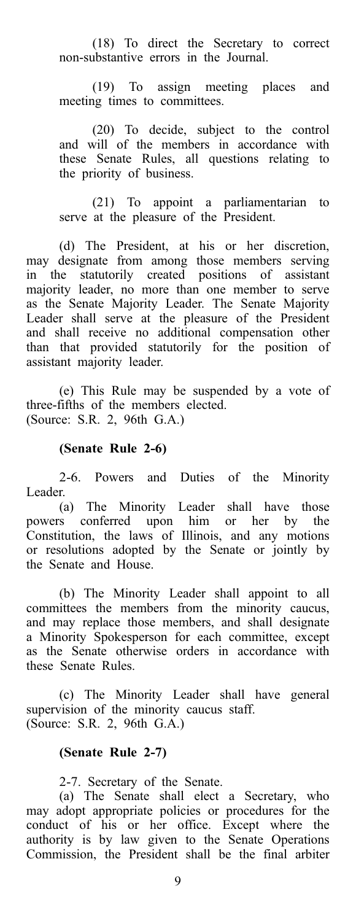(18) To direct the Secretary to correct non-substantive errors in the Journal.

(19) To assign meeting places and meeting times to committees.

(20) To decide, subject to the control and will of the members in accordance with these Senate Rules, all questions relating to the priority of business.

(21) To appoint a parliamentarian to serve at the pleasure of the President.

(d) The President, at his or her discretion, may designate from among those members serving in the statutorily created positions of assistant majority leader, no more than one member to serve as the Senate Majority Leader. The Senate Majority Leader shall serve at the pleasure of the President and shall receive no additional compensation other than that provided statutorily for the position of assistant majority leader.

(e) This Rule may be suspended by a vote of three-fifths of the members elected.
(Source: S.R. 2, 96th G.A.)

**(Senate Rule 2-6)**

2-6. Powers and Duties of the Minority Leader.

(a) The Minority Leader shall have those powers conferred upon him or her by the Constitution, the laws of Illinois, and any motions or resolutions adopted by the Senate or jointly by the Senate and House.

(b) The Minority Leader shall appoint to all committees the members from the minority caucus, and may replace those members, and shall designate a Minority Spokesperson for each committee, except as the Senate otherwise orders in accordance with these Senate Rules.

(c) The Minority Leader shall have general supervision of the minority caucus staff.
(Source: S.R. 2, 96th G.A.)

**(Senate Rule 2-7)**

2-7. Secretary of the Senate.

(a) The Senate shall elect a Secretary, who may adopt appropriate policies or procedures for the conduct of his or her office. Except where the authority is by law given to the Senate Operations Commission, the President shall be the final arbiter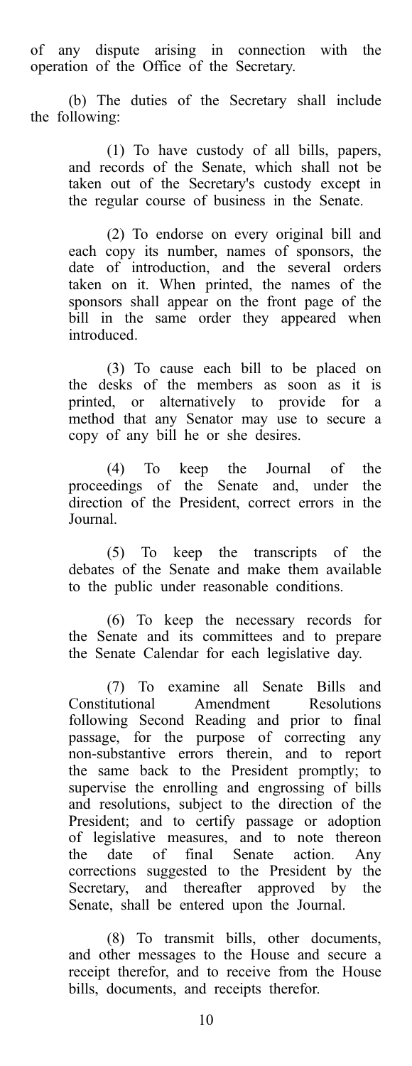of any dispute arising in connection with the operation of the Office of the Secretary.

(b) The duties of the Secretary shall include the following:

(1) To have custody of all bills, papers, and records of the Senate, which shall not be taken out of the Secretary's custody except in the regular course of business in the Senate.

(2) To endorse on every original bill and each copy its number, names of sponsors, the date of introduction, and the several orders taken on it. When printed, the names of the sponsors shall appear on the front page of the bill in the same order they appeared when introduced.

(3) To cause each bill to be placed on the desks of the members as soon as it is printed, or alternatively to provide for a method that any Senator may use to secure a copy of any bill he or she desires.

(4) To keep the Journal of the proceedings of the Senate and, under the direction of the President, correct errors in the Journal.

(5) To keep the transcripts of the debates of the Senate and make them available to the public under reasonable conditions.

(6) To keep the necessary records for the Senate and its committees and to prepare the Senate Calendar for each legislative day.

(7) To examine all Senate Bills and Constitutional Amendment Resolutions following Second Reading and prior to final passage, for the purpose of correcting any non-substantive errors therein, and to report the same back to the President promptly; to supervise the enrolling and engrossing of bills and resolutions, subject to the direction of the President; and to certify passage or adoption of legislative measures, and to note thereon the date of final Senate action. Any corrections suggested to the President by the Secretary, and thereafter approved by the Senate, shall be entered upon the Journal.

(8) To transmit bills, other documents, and other messages to the House and secure a receipt therefor, and to receive from the House bills, documents, and receipts therefor.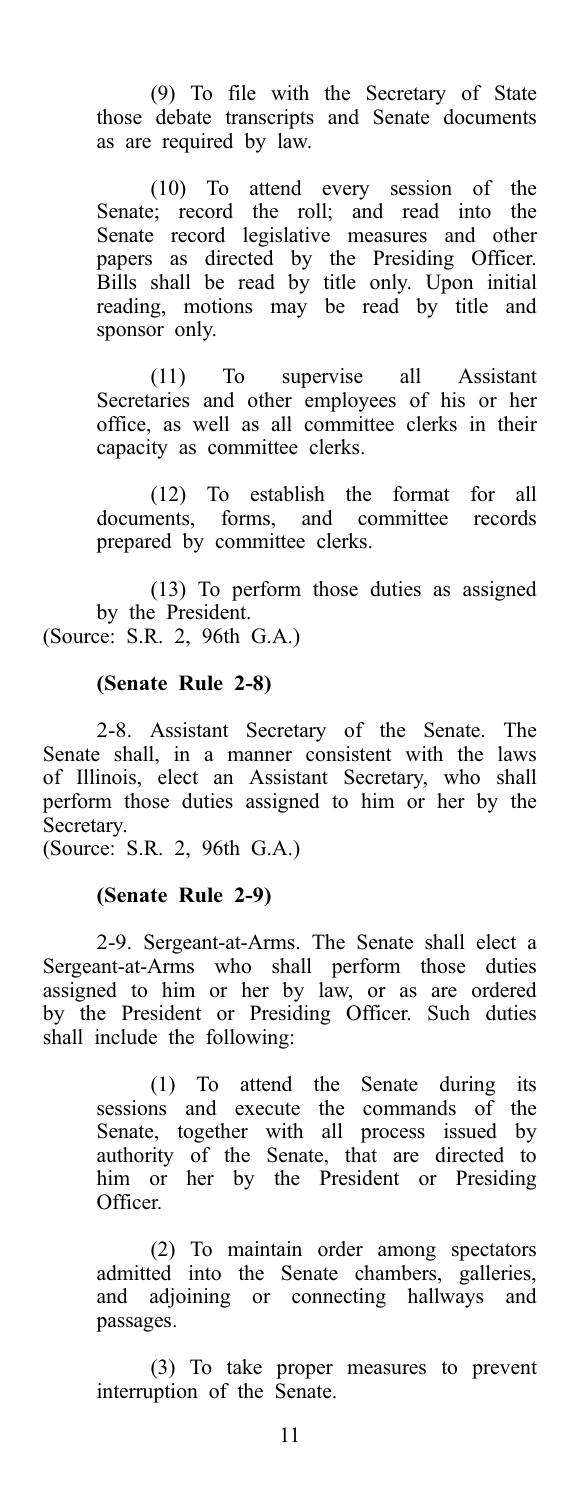(9) To file with the Secretary of State those debate transcripts and Senate documents as are required by law.

(10) To attend every session of the Senate; record the roll; and read into the Senate record legislative measures and other papers as directed by the Presiding Officer. Bills shall be read by title only. Upon initial reading, motions may be read by title and sponsor only.

(11) To supervise all Assistant Secretaries and other employees of his or her office, as well as all committee clerks in their capacity as committee clerks.

(12) To establish the format for all documents, forms, and committee records prepared by committee clerks.

(13) To perform those duties as assigned by the President.

(Source: S.R. 2, 96th G.A.)

**(Senate Rule 2-8)**

2-8. Assistant Secretary of the Senate. The Senate shall, in a manner consistent with the laws of Illinois, elect an Assistant Secretary, who shall perform those duties assigned to him or her by the Secretary.

(Source: S.R. 2, 96th G.A.)

**(Senate Rule 2-9)**

2-9. Sergeant-at-Arms. The Senate shall elect a Sergeant-at-Arms who shall perform those duties assigned to him or her by law, or as are ordered by the President or Presiding Officer. Such duties shall include the following:

(1) To attend the Senate during its sessions and execute the commands of the Senate, together with all process issued by authority of the Senate, that are directed to him or her by the President or Presiding Officer.

(2) To maintain order among spectators admitted into the Senate chambers, galleries, and adjoining or connecting hallways and passages.

(3) To take proper measures to prevent interruption of the Senate.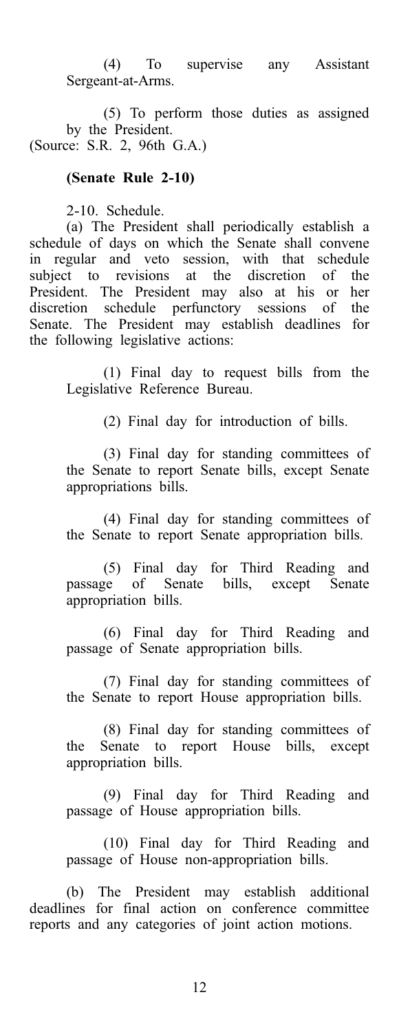(4) To supervise any Assistant Sergeant-at-Arms.

(5) To perform those duties as assigned by the President.

(Source: S.R. 2, 96th G.A.)

**(Senate Rule 2-10)**

2-10. Schedule.

(a) The President shall periodically establish a schedule of days on which the Senate shall convene in regular and veto session, with that schedule subject to revisions at the discretion of the President. The President may also at his or her discretion schedule perfunctory sessions of the Senate. The President may establish deadlines for the following legislative actions:

(1) Final day to request bills from the Legislative Reference Bureau.

(2) Final day for introduction of bills.

(3) Final day for standing committees of the Senate to report Senate bills, except Senate appropriations bills.

(4) Final day for standing committees of the Senate to report Senate appropriation bills.

(5) Final day for Third Reading and passage of Senate bills, except Senate appropriation bills.

(6) Final day for Third Reading and passage of Senate appropriation bills.

(7) Final day for standing committees of the Senate to report House appropriation bills.

(8) Final day for standing committees of the Senate to report House bills, except appropriation bills.

(9) Final day for Third Reading and passage of House appropriation bills.

(10) Final day for Third Reading and passage of House non-appropriation bills.

(b) The President may establish additional deadlines for final action on conference committee reports and any categories of joint action motions.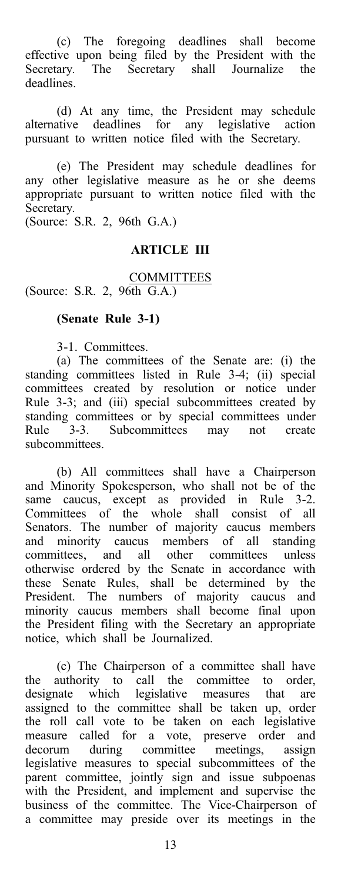(c) The foregoing deadlines shall become effective upon being filed by the President with the Secretary. The Secretary shall Journalize the deadlines.

(d) At any time, the President may schedule alternative deadlines for any legislative action pursuant to written notice filed with the Secretary.

(e) The President may schedule deadlines for any other legislative measure as he or she deems appropriate pursuant to written notice filed with the Secretary.

(Source: S.R. 2, 96th G.A.)

## ARTICLE III

### COMMITTEES

(Source: S.R. 2, 96th G.A.)

**(Senate Rule 3-1)**

3-1. Committees.

(a) The committees of the Senate are: (i) the standing committees listed in Rule 3-4; (ii) special committees created by resolution or notice under Rule 3-3; and (iii) special subcommittees created by standing committees or by special committees under Rule 3-3. Subcommittees may not create subcommittees.

(b) All committees shall have a Chairperson and Minority Spokesperson, who shall not be of the same caucus, except as provided in Rule 3-2. Committees of the whole shall consist of all Senators. The number of majority caucus members and minority caucus members of all standing committees, and all other committees unless otherwise ordered by the Senate in accordance with these Senate Rules, shall be determined by the President. The numbers of majority caucus and minority caucus members shall become final upon the President filing with the Secretary an appropriate notice, which shall be Journalized.

(c) The Chairperson of a committee shall have the authority to call the committee to order, designate which legislative measures that are assigned to the committee shall be taken up, order the roll call vote to be taken on each legislative measure called for a vote, preserve order and decorum during committee meetings, assign legislative measures to special subcommittees of the parent committee, jointly sign and issue subpoenas with the President, and implement and supervise the business of the committee. The Vice-Chairperson of a committee may preside over its meetings in the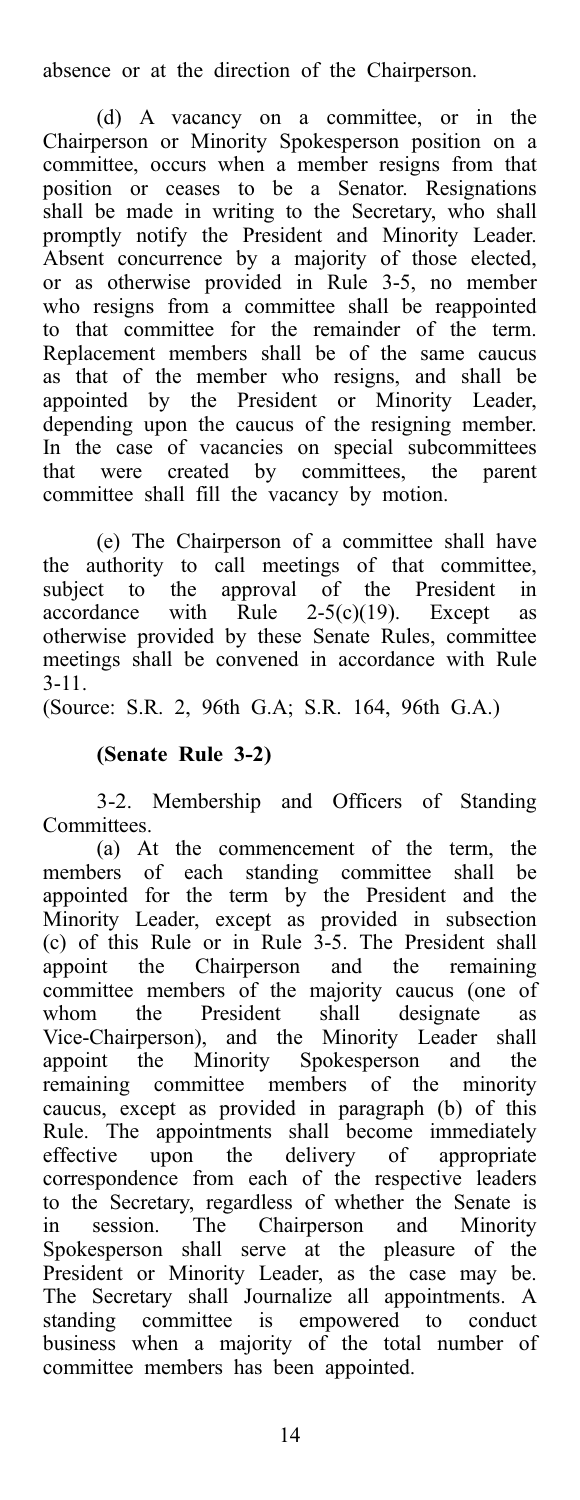absence or at the direction of the Chairperson.

(d) A vacancy on a committee, or in the Chairperson or Minority Spokesperson position on a committee, occurs when a member resigns from that position or ceases to be a Senator. Resignations shall be made in writing to the Secretary, who shall promptly notify the President and Minority Leader. Absent concurrence by a majority of those elected, or as otherwise provided in Rule 3-5, no member who resigns from a committee shall be reappointed to that committee for the remainder of the term. Replacement members shall be of the same caucus as that of the member who resigns, and shall be appointed by the President or Minority Leader, depending upon the caucus of the resigning member. In the case of vacancies on special subcommittees that were created by committees, the parent committee shall fill the vacancy by motion.

(e) The Chairperson of a committee shall have the authority to call meetings of that committee, subject to the approval of the President in accordance with Rule 2-5(c)(19). Except as otherwise provided by these Senate Rules, committee meetings shall be convened in accordance with Rule 3-11.

(Source: S.R. 2, 96th G.A; S.R. 164, 96th G.A.)

**(Senate Rule 3-2)**

3-2. Membership and Officers of Standing Committees.

(a) At the commencement of the term, the members of each standing committee shall be appointed for the term by the President and the Minority Leader, except as provided in subsection (c) of this Rule or in Rule 3-5. The President shall appoint the Chairperson and the remaining committee members of the majority caucus (one of whom the President shall designate as Vice-Chairperson), and the Minority Leader shall appoint the Minority Spokesperson and the remaining committee members of the minority caucus, except as provided in paragraph (b) of this Rule. The appointments shall become immediately effective upon the delivery of appropriate correspondence from each of the respective leaders to the Secretary, regardless of whether the Senate is in session. The Chairperson and Minority Spokesperson shall serve at the pleasure of the President or Minority Leader, as the case may be. The Secretary shall Journalize all appointments. A standing committee is empowered to conduct business when a majority of the total number of committee members has been appointed.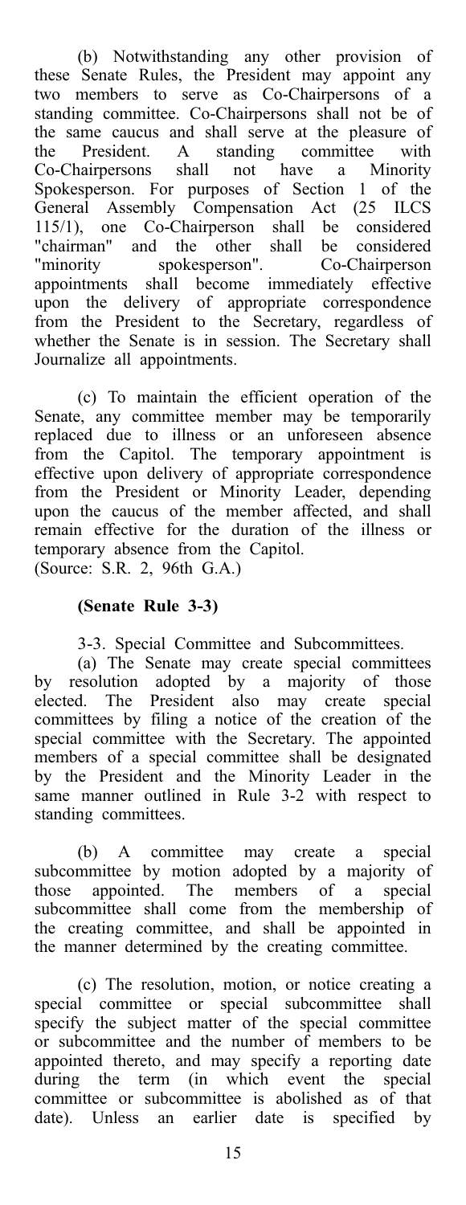(b) Notwithstanding any other provision of these Senate Rules, the President may appoint any two members to serve as Co-Chairpersons of a standing committee. Co-Chairpersons shall not be of the same caucus and shall serve at the pleasure of the President. A standing committee with Co-Chairpersons shall not have a Minority Spokesperson. For purposes of Section 1 of the General Assembly Compensation Act (25 ILCS 115/1), one Co-Chairperson shall be considered "chairman" and the other shall be considered "minority spokesperson". Co-Chairperson appointments shall become immediately effective upon the delivery of appropriate correspondence from the President to the Secretary, regardless of whether the Senate is in session. The Secretary shall Journalize all appointments.

(c) To maintain the efficient operation of the Senate, any committee member may be temporarily replaced due to illness or an unforeseen absence from the Capitol. The temporary appointment is effective upon delivery of appropriate correspondence from the President or Minority Leader, depending upon the caucus of the member affected, and shall remain effective for the duration of the illness or temporary absence from the Capitol.
(Source: S.R. 2, 96th G.A.)

**(Senate Rule 3-3)**

3-3. Special Committee and Subcommittees.

(a) The Senate may create special committees by resolution adopted by a majority of those elected. The President also may create special committees by filing a notice of the creation of the special committee with the Secretary. The appointed members of a special committee shall be designated by the President and the Minority Leader in the same manner outlined in Rule 3-2 with respect to standing committees.

(b) A committee may create a special subcommittee by motion adopted by a majority of those appointed. The members of a special subcommittee shall come from the membership of the creating committee, and shall be appointed in the manner determined by the creating committee.

(c) The resolution, motion, or notice creating a special committee or special subcommittee shall specify the subject matter of the special committee or subcommittee and the number of members to be appointed thereto, and may specify a reporting date during the term (in which event the special committee or subcommittee is abolished as of that date). Unless an earlier date is specified by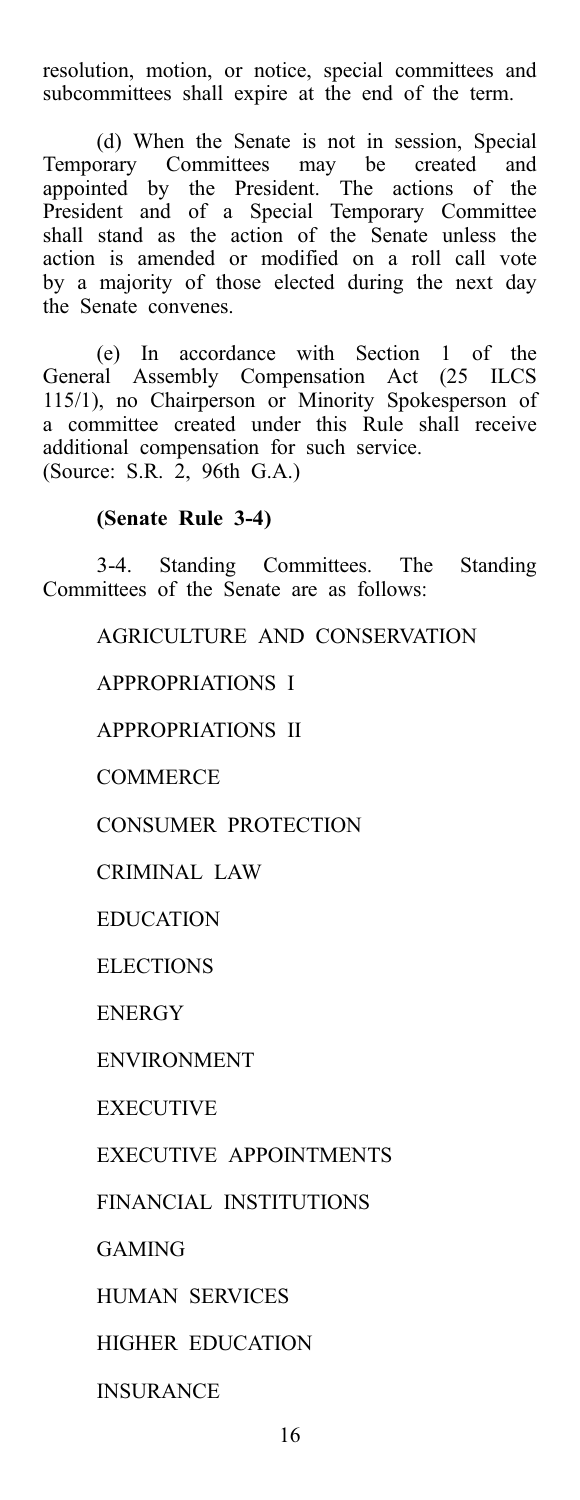resolution, motion, or notice, special committees and subcommittees shall expire at the end of the term.

(d) When the Senate is not in session, Special Temporary Committees may be created and appointed by the President. The actions of the President and of a Special Temporary Committee shall stand as the action of the Senate unless the action is amended or modified on a roll call vote by a majority of those elected during the next day the Senate convenes.

(e) In accordance with Section 1 of the General Assembly Compensation Act (25 ILCS 115/1), no Chairperson or Minority Spokesperson of a committee created under this Rule shall receive additional compensation for such service.
(Source: S.R. 2, 96th G.A.)

**(Senate Rule 3-4)**

3-4. Standing Committees. The Standing Committees of the Senate are as follows:

AGRICULTURE AND CONSERVATION

APPROPRIATIONS I

APPROPRIATIONS II

COMMERCE

CONSUMER PROTECTION

CRIMINAL LAW

EDUCATION

ELECTIONS

ENERGY

ENVIRONMENT

EXECUTIVE

EXECUTIVE APPOINTMENTS

FINANCIAL INSTITUTIONS

GAMING

HUMAN SERVICES

HIGHER EDUCATION

INSURANCE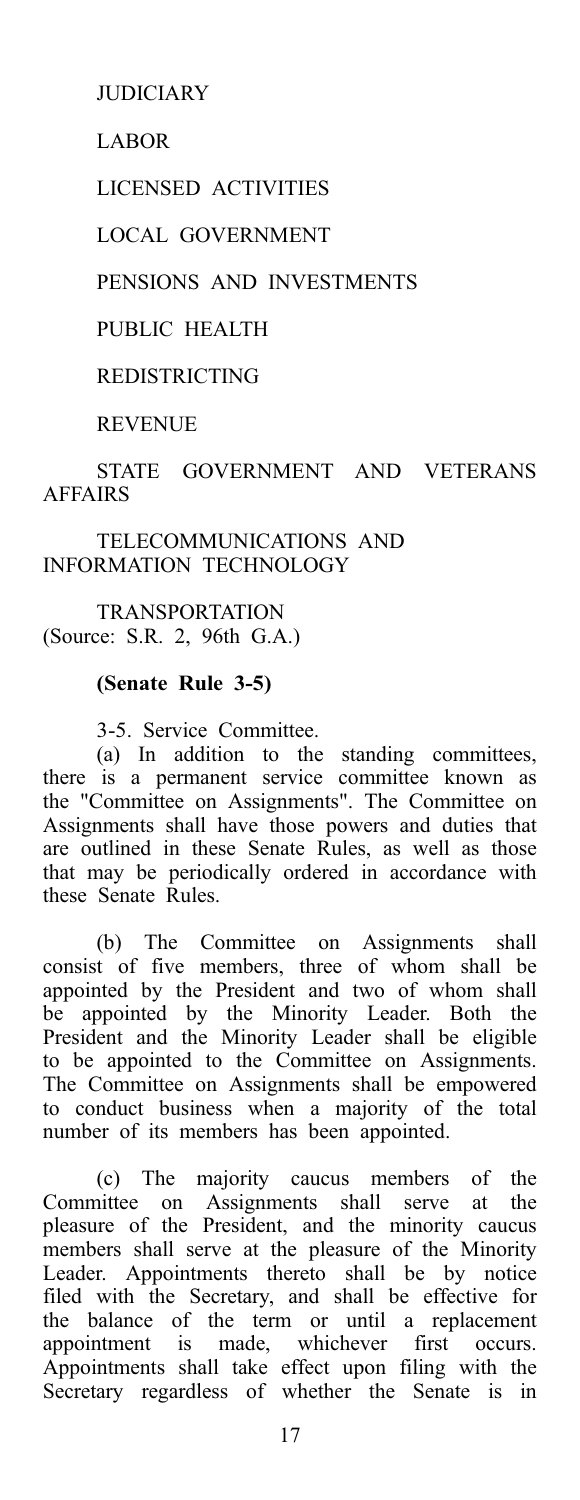JUDICIARY

LABOR

LICENSED ACTIVITIES

LOCAL GOVERNMENT

PENSIONS AND INVESTMENTS

PUBLIC HEALTH

REDISTRICTING

REVENUE

STATE GOVERNMENT AND VETERANS AFFAIRS

TELECOMMUNICATIONS AND INFORMATION TECHNOLOGY

TRANSPORTATION
(Source: S.R. 2, 96th G.A.)

**(Senate Rule 3-5)**

3-5. Service Committee.

(a) In addition to the standing committees, there is a permanent service committee known as the "Committee on Assignments". The Committee on Assignments shall have those powers and duties that are outlined in these Senate Rules, as well as those that may be periodically ordered in accordance with these Senate Rules.

(b) The Committee on Assignments shall consist of five members, three of whom shall be appointed by the President and two of whom shall be appointed by the Minority Leader. Both the President and the Minority Leader shall be eligible to be appointed to the Committee on Assignments. The Committee on Assignments shall be empowered to conduct business when a majority of the total number of its members has been appointed.

(c) The majority caucus members of the Committee on Assignments shall serve at the pleasure of the President, and the minority caucus members shall serve at the pleasure of the Minority Leader. Appointments thereto shall be by notice filed with the Secretary, and shall be effective for the balance of the term or until a replacement appointment is made, whichever first occurs. Appointments shall take effect upon filing with the Secretary regardless of whether the Senate is in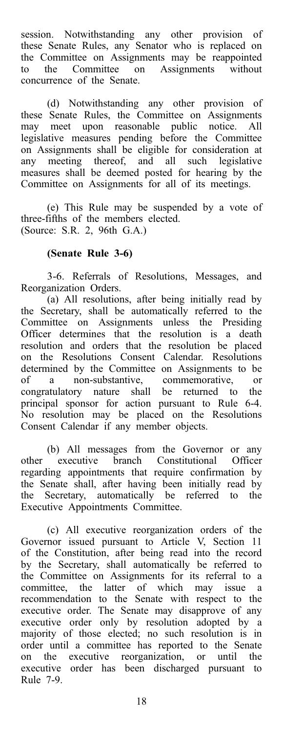session. Notwithstanding any other provision of these Senate Rules, any Senator who is replaced on the Committee on Assignments may be reappointed to the Committee on Assignments without concurrence of the Senate.

(d) Notwithstanding any other provision of these Senate Rules, the Committee on Assignments may meet upon reasonable public notice. All legislative measures pending before the Committee on Assignments shall be eligible for consideration at any meeting thereof, and all such legislative measures shall be deemed posted for hearing by the Committee on Assignments for all of its meetings.

(e) This Rule may be suspended by a vote of three-fifths of the members elected.
(Source: S.R. 2, 96th G.A.)

**(Senate Rule 3-6)**

3-6. Referrals of Resolutions, Messages, and Reorganization Orders.

(a) All resolutions, after being initially read by the Secretary, shall be automatically referred to the Committee on Assignments unless the Presiding Officer determines that the resolution is a death resolution and orders that the resolution be placed on the Resolutions Consent Calendar. Resolutions determined by the Committee on Assignments to be of a non-substantive, commemorative, or congratulatory nature shall be returned to the principal sponsor for action pursuant to Rule 6-4. No resolution may be placed on the Resolutions Consent Calendar if any member objects.

(b) All messages from the Governor or any other executive branch Constitutional Officer regarding appointments that require confirmation by the Senate shall, after having been initially read by the Secretary, automatically be referred to the Executive Appointments Committee.

(c) All executive reorganization orders of the Governor issued pursuant to Article V, Section 11 of the Constitution, after being read into the record by the Secretary, shall automatically be referred to the Committee on Assignments for its referral to a committee, the latter of which may issue a recommendation to the Senate with respect to the executive order. The Senate may disapprove of any executive order only by resolution adopted by a majority of those elected; no such resolution is in order until a committee has reported to the Senate on the executive reorganization, or until the executive order has been discharged pursuant to Rule 7-9.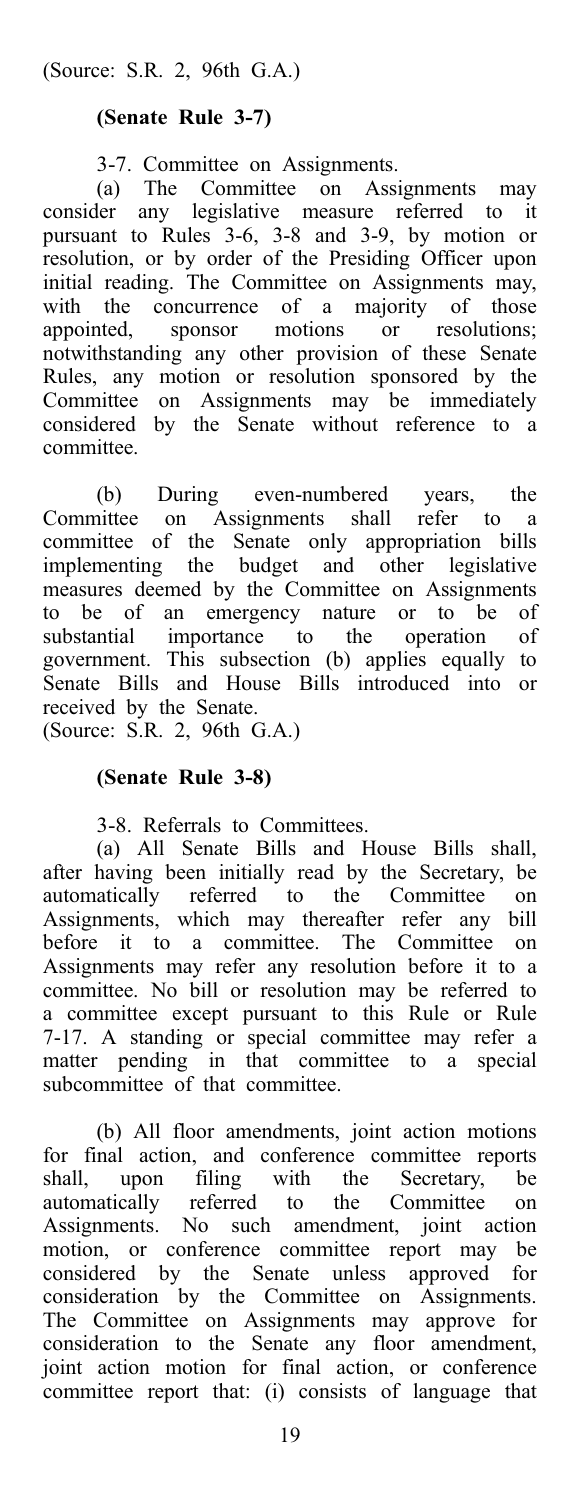(Source: S.R. 2, 96th G.A.)

**(Senate Rule 3-7)**

3-7. Committee on Assignments.

(a) The Committee on Assignments may consider any legislative measure referred to it pursuant to Rules 3-6, 3-8 and 3-9, by motion or resolution, or by order of the Presiding Officer upon initial reading. The Committee on Assignments may, with the concurrence of a majority of those appointed, sponsor motions or resolutions; notwithstanding any other provision of these Senate Rules, any motion or resolution sponsored by the Committee on Assignments may be immediately considered by the Senate without reference to a committee.

(b) During even-numbered years, the Committee on Assignments shall refer to a committee of the Senate only appropriation bills implementing the budget and other legislative measures deemed by the Committee on Assignments to be of an emergency nature or to be of substantial importance to the operation of government. This subsection (b) applies equally to Senate Bills and House Bills introduced into or received by the Senate.

(Source: S.R. 2, 96th G.A.)

**(Senate Rule 3-8)**

3-8. Referrals to Committees.

(a) All Senate Bills and House Bills shall, after having been initially read by the Secretary, be automatically referred to the Committee on Assignments, which may thereafter refer any bill before it to a committee. The Committee on Assignments may refer any resolution before it to a committee. No bill or resolution may be referred to a committee except pursuant to this Rule or Rule 7-17. A standing or special committee may refer a matter pending in that committee to a special subcommittee of that committee.

(b) All floor amendments, joint action motions for final action, and conference committee reports shall, upon filing with the Secretary, be automatically referred to the Committee on Assignments. No such amendment, joint action motion, or conference committee report may be considered by the Senate unless approved for consideration by the Committee on Assignments. The Committee on Assignments may approve for consideration to the Senate any floor amendment, joint action motion for final action, or conference committee report that: (i) consists of language that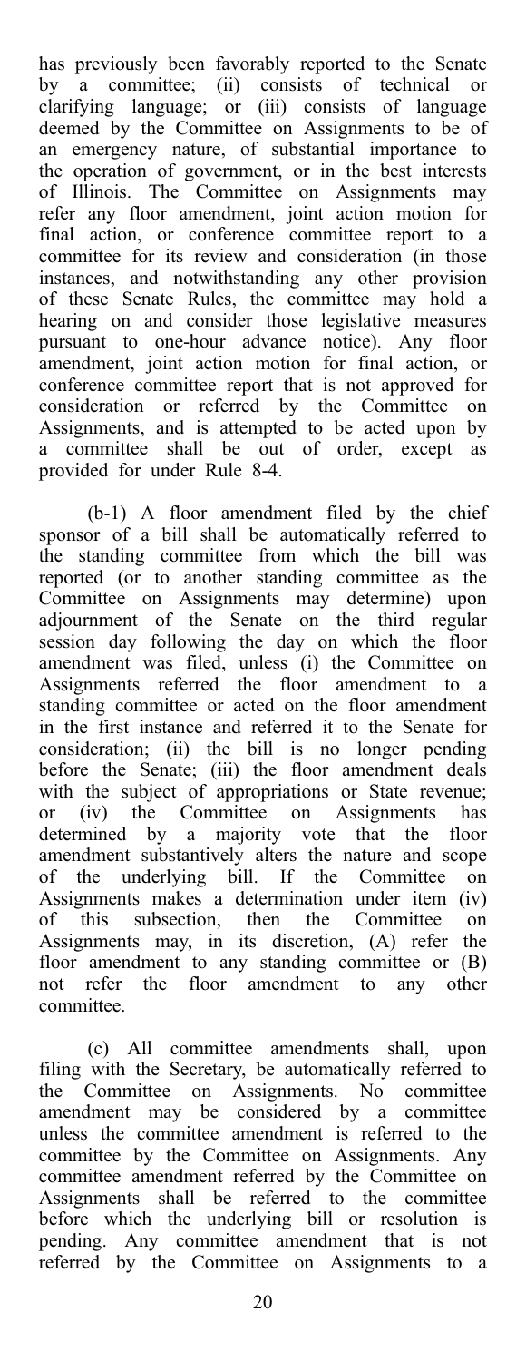has previously been favorably reported to the Senate by a committee; (ii) consists of technical or clarifying language; or (iii) consists of language deemed by the Committee on Assignments to be of an emergency nature, of substantial importance to the operation of government, or in the best interests of Illinois. The Committee on Assignments may refer any floor amendment, joint action motion for final action, or conference committee report to a committee for its review and consideration (in those instances, and notwithstanding any other provision of these Senate Rules, the committee may hold a hearing on and consider those legislative measures pursuant to one-hour advance notice). Any floor amendment, joint action motion for final action, or conference committee report that is not approved for consideration or referred by the Committee on Assignments, and is attempted to be acted upon by a committee shall be out of order, except as provided for under Rule 8-4.

(b-1) A floor amendment filed by the chief sponsor of a bill shall be automatically referred to the standing committee from which the bill was reported (or to another standing committee as the Committee on Assignments may determine) upon adjournment of the Senate on the third regular session day following the day on which the floor amendment was filed, unless (i) the Committee on Assignments referred the floor amendment to a standing committee or acted on the floor amendment in the first instance and referred it to the Senate for consideration; (ii) the bill is no longer pending before the Senate; (iii) the floor amendment deals with the subject of appropriations or State revenue; or (iv) the Committee on Assignments has determined by a majority vote that the floor amendment substantively alters the nature and scope of the underlying bill. If the Committee on Assignments makes a determination under item (iv) of this subsection, then the Committee on Assignments may, in its discretion, (A) refer the floor amendment to any standing committee or (B) not refer the floor amendment to any other committee.

(c) All committee amendments shall, upon filing with the Secretary, be automatically referred to the Committee on Assignments. No committee amendment may be considered by a committee unless the committee amendment is referred to the committee by the Committee on Assignments. Any committee amendment referred by the Committee on Assignments shall be referred to the committee before which the underlying bill or resolution is pending. Any committee amendment that is not referred by the Committee on Assignments to a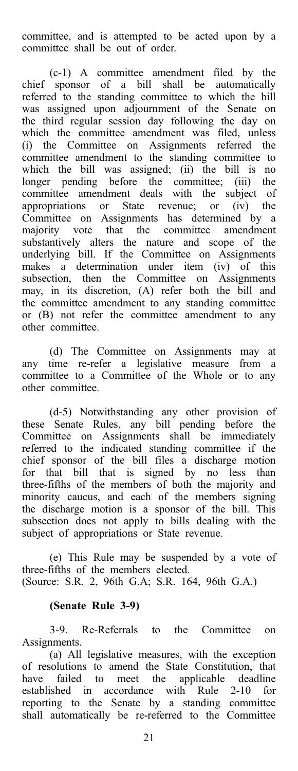committee, and is attempted to be acted upon by a committee shall be out of order.

(c-1) A committee amendment filed by the chief sponsor of a bill shall be automatically referred to the standing committee to which the bill was assigned upon adjournment of the Senate on the third regular session day following the day on which the committee amendment was filed, unless (i) the Committee on Assignments referred the committee amendment to the standing committee to which the bill was assigned; (ii) the bill is no longer pending before the committee; (iii) the committee amendment deals with the subject of appropriations or State revenue; or (iv) the Committee on Assignments has determined by a majority vote that the committee amendment substantively alters the nature and scope of the underlying bill. If the Committee on Assignments makes a determination under item (iv) of this subsection, then the Committee on Assignments may, in its discretion, (A) refer both the bill and the committee amendment to any standing committee or (B) not refer the committee amendment to any other committee.

(d) The Committee on Assignments may at any time re-refer a legislative measure from a committee to a Committee of the Whole or to any other committee.

(d-5) Notwithstanding any other provision of these Senate Rules, any bill pending before the Committee on Assignments shall be immediately referred to the indicated standing committee if the chief sponsor of the bill files a discharge motion for that bill that is signed by no less than three-fifths of the members of both the majority and minority caucus, and each of the members signing the discharge motion is a sponsor of the bill. This subsection does not apply to bills dealing with the subject of appropriations or State revenue.

(e) This Rule may be suspended by a vote of three-fifths of the members elected.
(Source: S.R. 2, 96th G.A; S.R. 164, 96th G.A.)

**(Senate Rule 3-9)**

3-9. Re-Referrals to the Committee on Assignments.

(a) All legislative measures, with the exception of resolutions to amend the State Constitution, that have failed to meet the applicable deadline established in accordance with Rule 2-10 for reporting to the Senate by a standing committee shall automatically be re-referred to the Committee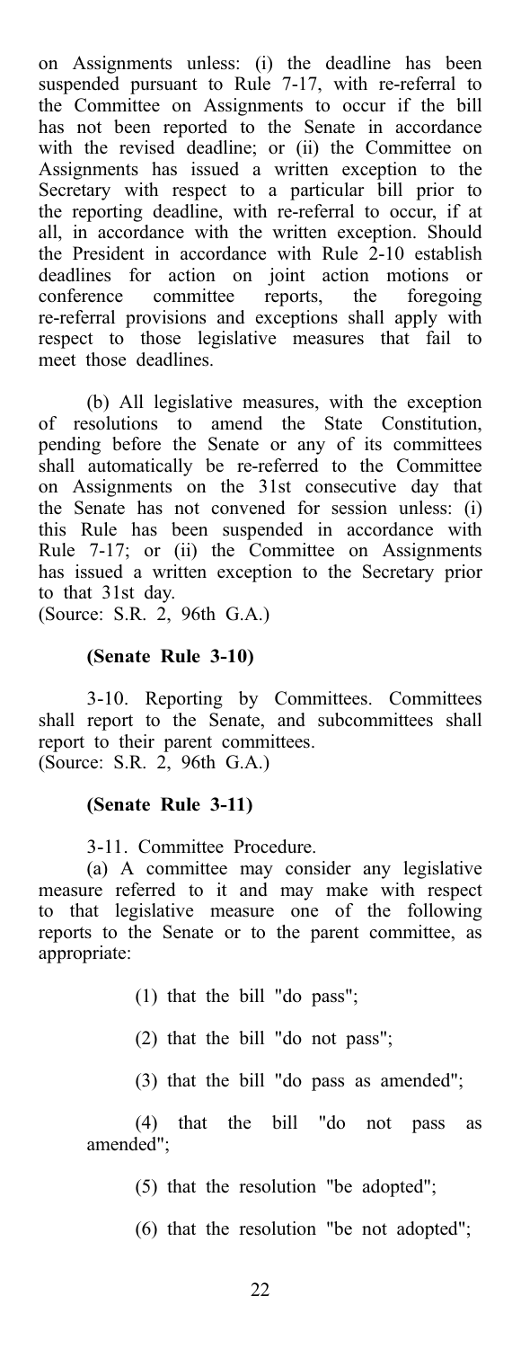on Assignments unless: (i) the deadline has been suspended pursuant to Rule 7-17, with re-referral to the Committee on Assignments to occur if the bill has not been reported to the Senate in accordance with the revised deadline; or (ii) the Committee on Assignments has issued a written exception to the Secretary with respect to a particular bill prior to the reporting deadline, with re-referral to occur, if at all, in accordance with the written exception. Should the President in accordance with Rule 2-10 establish deadlines for action on joint action motions or conference committee reports, the foregoing re-referral provisions and exceptions shall apply with respect to those legislative measures that fail to meet those deadlines.

(b) All legislative measures, with the exception of resolutions to amend the State Constitution, pending before the Senate or any of its committees shall automatically be re-referred to the Committee on Assignments on the 31st consecutive day that the Senate has not convened for session unless: (i) this Rule has been suspended in accordance with Rule 7-17; or (ii) the Committee on Assignments has issued a written exception to the Secretary prior to that 31st day.
(Source: S.R. 2, 96th G.A.)

**(Senate Rule 3-10)**

3-10. Reporting by Committees. Committees shall report to the Senate, and subcommittees shall report to their parent committees.
(Source: S.R. 2, 96th G.A.)

**(Senate Rule 3-11)**

3-11. Committee Procedure.

(a) A committee may consider any legislative measure referred to it and may make with respect to that legislative measure one of the following reports to the Senate or to the parent committee, as appropriate:

(1) that the bill "do pass";

(2) that the bill "do not pass";

(3) that the bill "do pass as amended";

(4) that the bill "do not pass as amended";

(5) that the resolution "be adopted";

(6) that the resolution "be not adopted";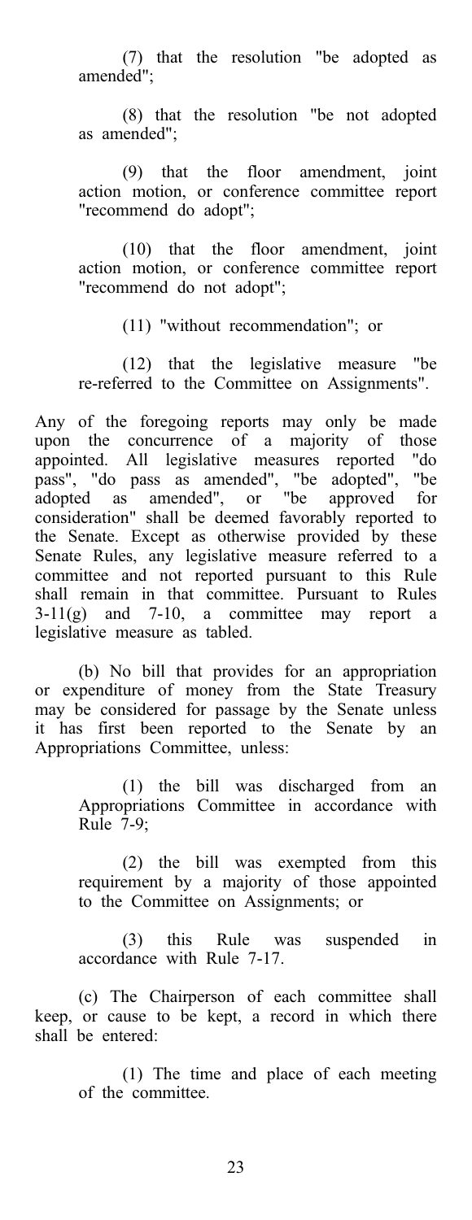(7) that the resolution "be adopted as amended";

(8) that the resolution "be not adopted as amended";

(9) that the floor amendment, joint action motion, or conference committee report "recommend do adopt";

(10) that the floor amendment, joint action motion, or conference committee report "recommend do not adopt";

(11) "without recommendation"; or

(12) that the legislative measure "be re-referred to the Committee on Assignments".

Any of the foregoing reports may only be made upon the concurrence of a majority of those appointed. All legislative measures reported "do pass", "do pass as amended", "be adopted", "be adopted as amended", or "be approved for consideration" shall be deemed favorably reported to the Senate. Except as otherwise provided by these Senate Rules, any legislative measure referred to a committee and not reported pursuant to this Rule shall remain in that committee. Pursuant to Rules 3-11(g) and 7-10, a committee may report a legislative measure as tabled.

(b) No bill that provides for an appropriation or expenditure of money from the State Treasury may be considered for passage by the Senate unless it has first been reported to the Senate by an Appropriations Committee, unless:

(1) the bill was discharged from an Appropriations Committee in accordance with Rule 7-9;

(2) the bill was exempted from this requirement by a majority of those appointed to the Committee on Assignments; or

(3) this Rule was suspended in accordance with Rule 7-17.

(c) The Chairperson of each committee shall keep, or cause to be kept, a record in which there shall be entered:

(1) The time and place of each meeting of the committee.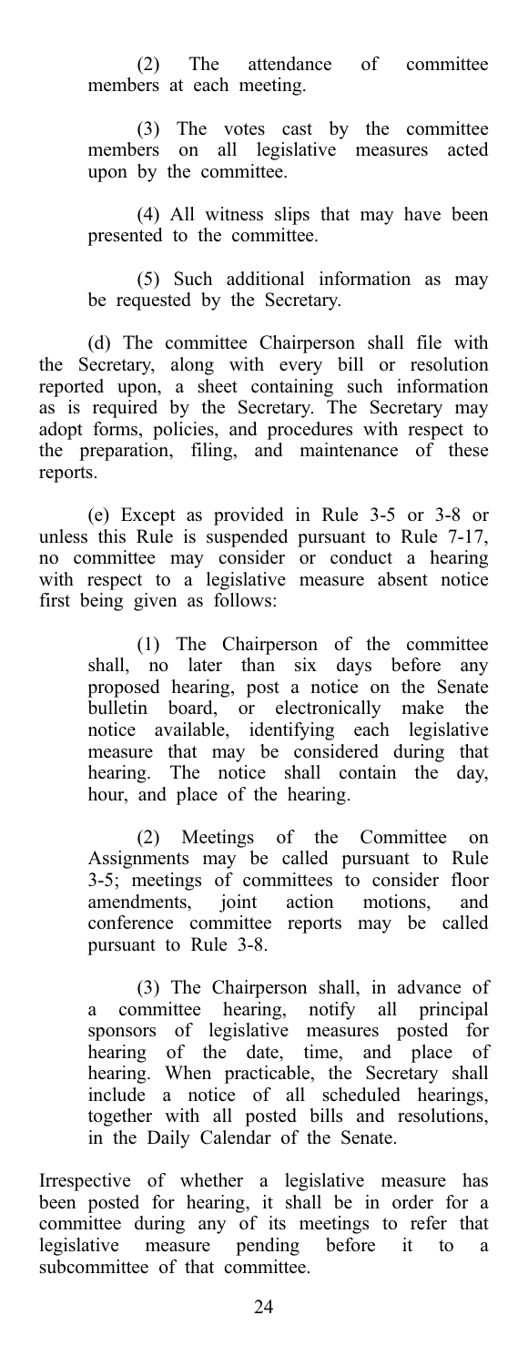(2) The attendance of committee members at each meeting.

(3) The votes cast by the committee members on all legislative measures acted upon by the committee.

(4) All witness slips that may have been presented to the committee.

(5) Such additional information as may be requested by the Secretary.

(d) The committee Chairperson shall file with the Secretary, along with every bill or resolution reported upon, a sheet containing such information as is required by the Secretary. The Secretary may adopt forms, policies, and procedures with respect to the preparation, filing, and maintenance of these reports.

(e) Except as provided in Rule 3-5 or 3-8 or unless this Rule is suspended pursuant to Rule 7-17, no committee may consider or conduct a hearing with respect to a legislative measure absent notice first being given as follows:

(1) The Chairperson of the committee shall, no later than six days before any proposed hearing, post a notice on the Senate bulletin board, or electronically make the notice available, identifying each legislative measure that may be considered during that hearing. The notice shall contain the day, hour, and place of the hearing.

(2) Meetings of the Committee on Assignments may be called pursuant to Rule 3-5; meetings of committees to consider floor amendments, joint action motions, and conference committee reports may be called pursuant to Rule 3-8.

(3) The Chairperson shall, in advance of a committee hearing, notify all principal sponsors of legislative measures posted for hearing of the date, time, and place of hearing. When practicable, the Secretary shall include a notice of all scheduled hearings, together with all posted bills and resolutions, in the Daily Calendar of the Senate.

Irrespective of whether a legislative measure has been posted for hearing, it shall be in order for a committee during any of its meetings to refer that legislative measure pending before it to a subcommittee of that committee.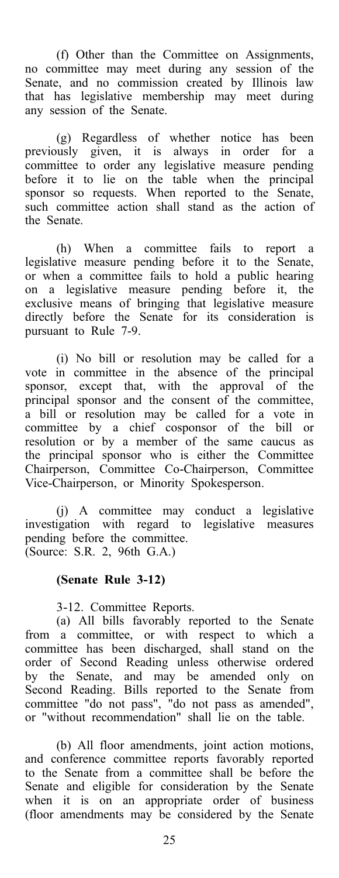(f) Other than the Committee on Assignments, no committee may meet during any session of the Senate, and no commission created by Illinois law that has legislative membership may meet during any session of the Senate.

(g) Regardless of whether notice has been previously given, it is always in order for a committee to order any legislative measure pending before it to lie on the table when the principal sponsor so requests. When reported to the Senate, such committee action shall stand as the action of the Senate.

(h) When a committee fails to report a legislative measure pending before it to the Senate, or when a committee fails to hold a public hearing on a legislative measure pending before it, the exclusive means of bringing that legislative measure directly before the Senate for its consideration is pursuant to Rule 7-9.

(i) No bill or resolution may be called for a vote in committee in the absence of the principal sponsor, except that, with the approval of the principal sponsor and the consent of the committee, a bill or resolution may be called for a vote in committee by a chief cosponsor of the bill or resolution or by a member of the same caucus as the principal sponsor who is either the Committee Chairperson, Committee Co-Chairperson, Committee Vice-Chairperson, or Minority Spokesperson.

(j) A committee may conduct a legislative investigation with regard to legislative measures pending before the committee.
(Source: S.R. 2, 96th G.A.)

**(Senate Rule 3-12)**

3-12. Committee Reports.

(a) All bills favorably reported to the Senate from a committee, or with respect to which a committee has been discharged, shall stand on the order of Second Reading unless otherwise ordered by the Senate, and may be amended only on Second Reading. Bills reported to the Senate from committee "do not pass", "do not pass as amended", or "without recommendation" shall lie on the table.

(b) All floor amendments, joint action motions, and conference committee reports favorably reported to the Senate from a committee shall be before the Senate and eligible for consideration by the Senate when it is on an appropriate order of business (floor amendments may be considered by the Senate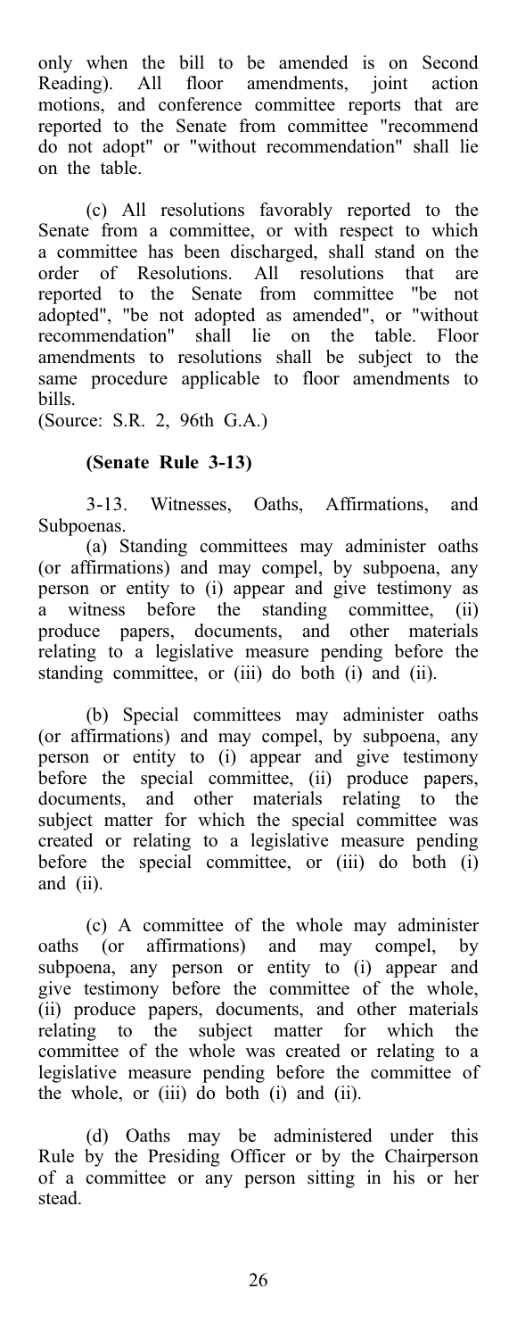only when the bill to be amended is on Second Reading). All floor amendments, joint action motions, and conference committee reports that are reported to the Senate from committee "recommend do not adopt" or "without recommendation" shall lie on the table.

(c) All resolutions favorably reported to the Senate from a committee, or with respect to which a committee has been discharged, shall stand on the order of Resolutions. All resolutions that are reported to the Senate from committee "be not adopted", "be not adopted as amended", or "without recommendation" shall lie on the table. Floor amendments to resolutions shall be subject to the same procedure applicable to floor amendments to bills.

(Source: S.R. 2, 96th G.A.)

**(Senate Rule 3-13)**

3-13. Witnesses, Oaths, Affirmations, and Subpoenas.

(a) Standing committees may administer oaths (or affirmations) and may compel, by subpoena, any person or entity to (i) appear and give testimony as a witness before the standing committee, (ii) produce papers, documents, and other materials relating to a legislative measure pending before the standing committee, or (iii) do both (i) and (ii).

(b) Special committees may administer oaths (or affirmations) and may compel, by subpoena, any person or entity to (i) appear and give testimony before the special committee, (ii) produce papers, documents, and other materials relating to the subject matter for which the special committee was created or relating to a legislative measure pending before the special committee, or (iii) do both (i) and (ii).

(c) A committee of the whole may administer oaths (or affirmations) and may compel, by subpoena, any person or entity to (i) appear and give testimony before the committee of the whole, (ii) produce papers, documents, and other materials relating to the subject matter for which the committee of the whole was created or relating to a legislative measure pending before the committee of the whole, or (iii) do both (i) and (ii).

(d) Oaths may be administered under this Rule by the Presiding Officer or by the Chairperson of a committee or any person sitting in his or her stead.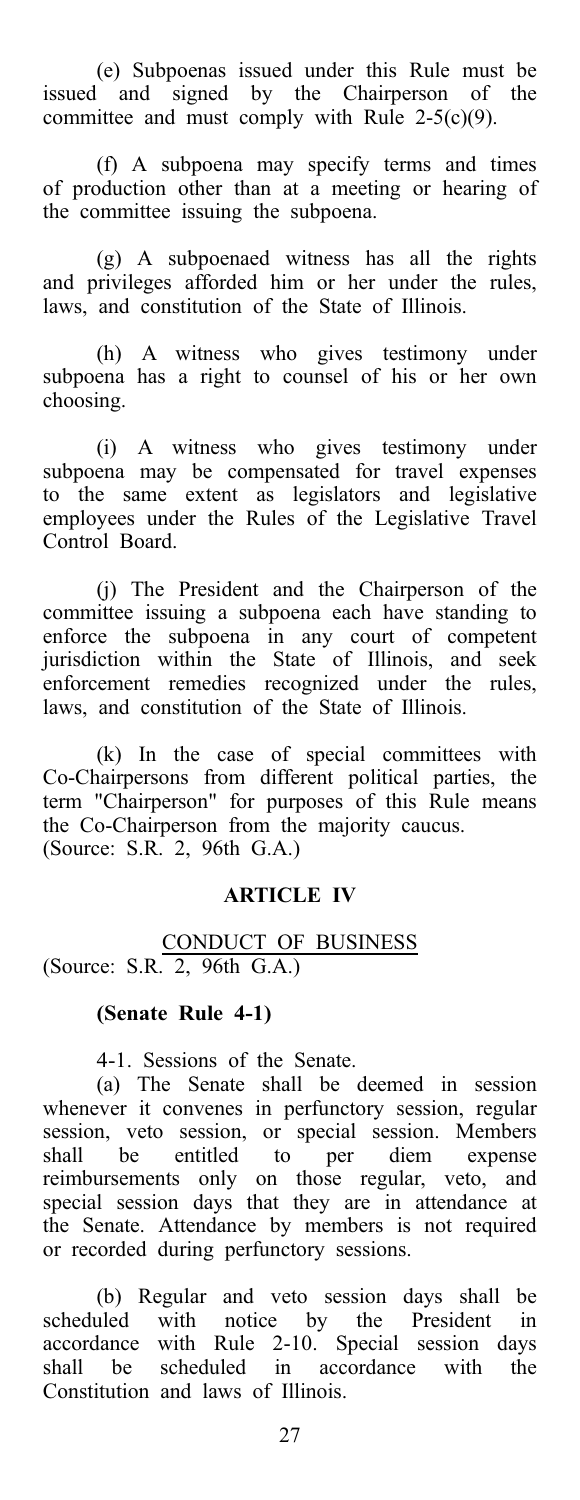(e) Subpoenas issued under this Rule must be issued and signed by the Chairperson of the committee and must comply with Rule 2-5(c)(9).

(f) A subpoena may specify terms and times of production other than at a meeting or hearing of the committee issuing the subpoena.

(g) A subpoenaed witness has all the rights and privileges afforded him or her under the rules, laws, and constitution of the State of Illinois.

(h) A witness who gives testimony under subpoena has a right to counsel of his or her own choosing.

(i) A witness who gives testimony under subpoena may be compensated for travel expenses to the same extent as legislators and legislative employees under the Rules of the Legislative Travel Control Board.

(j) The President and the Chairperson of the committee issuing a subpoena each have standing to enforce the subpoena in any court of competent jurisdiction within the State of Illinois, and seek enforcement remedies recognized under the rules, laws, and constitution of the State of Illinois.

(k) In the case of special committees with Co-Chairpersons from different political parties, the term "Chairperson" for purposes of this Rule means the Co-Chairperson from the majority caucus.
(Source: S.R. 2, 96th G.A.)

## ARTICLE IV

CONDUCT OF BUSINESS
(Source: S.R. 2, 96th G.A.)

**(Senate Rule 4-1)**

4-1. Sessions of the Senate.

(a) The Senate shall be deemed in session whenever it convenes in perfunctory session, regular session, veto session, or special session. Members shall be entitled to per diem expense reimbursements only on those regular, veto, and special session days that they are in attendance at the Senate. Attendance by members is not required or recorded during perfunctory sessions.

(b) Regular and veto session days shall be scheduled with notice by the President in accordance with Rule 2-10. Special session days shall be scheduled in accordance with the Constitution and laws of Illinois.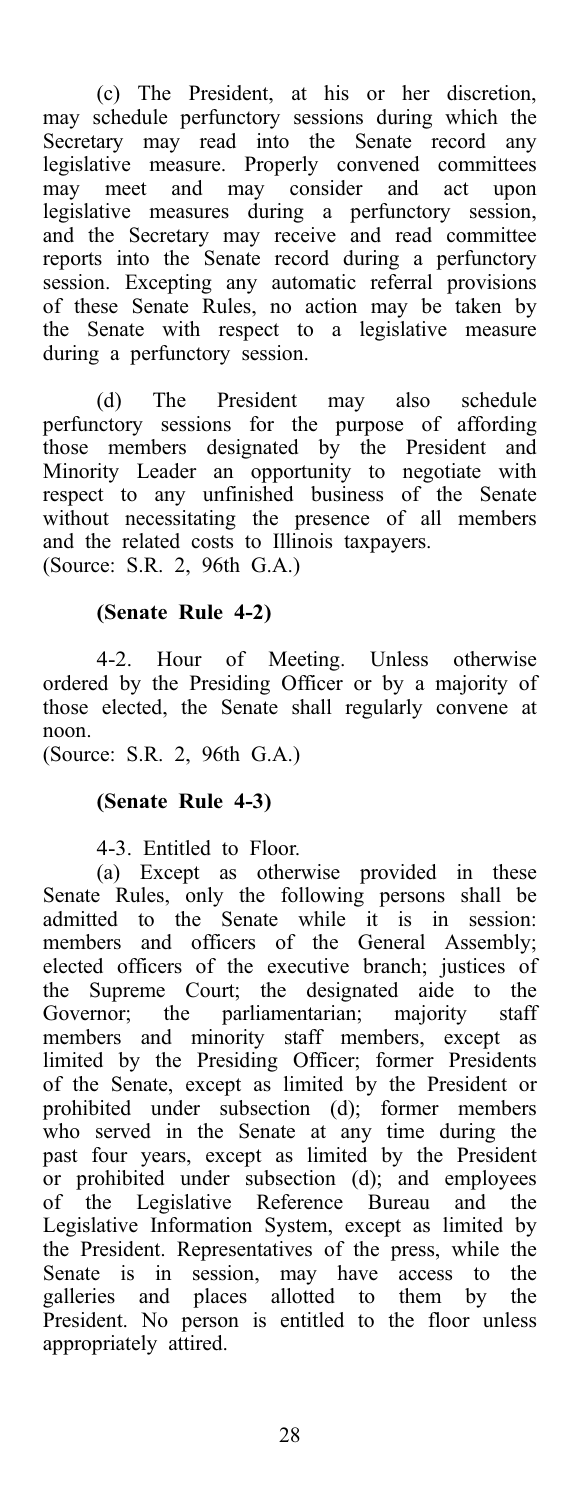(c) The President, at his or her discretion, may schedule perfunctory sessions during which the Secretary may read into the Senate record any legislative measure. Properly convened committees may meet and may consider and act upon legislative measures during a perfunctory session, and the Secretary may receive and read committee reports into the Senate record during a perfunctory session. Excepting any automatic referral provisions of these Senate Rules, no action may be taken by the Senate with respect to a legislative measure during a perfunctory session.

(d) The President may also schedule perfunctory sessions for the purpose of affording those members designated by the President and Minority Leader an opportunity to negotiate with respect to any unfinished business of the Senate without necessitating the presence of all members and the related costs to Illinois taxpayers.
(Source: S.R. 2, 96th G.A.)

**(Senate Rule 4-2)**

4-2. Hour of Meeting. Unless otherwise ordered by the Presiding Officer or by a majority of those elected, the Senate shall regularly convene at noon.
(Source: S.R. 2, 96th G.A.)

**(Senate Rule 4-3)**

4-3. Entitled to Floor.

(a) Except as otherwise provided in these Senate Rules, only the following persons shall be admitted to the Senate while it is in session: members and officers of the General Assembly; elected officers of the executive branch; justices of the Supreme Court; the designated aide to the Governor; the parliamentarian; majority staff members and minority staff members, except as limited by the Presiding Officer; former Presidents of the Senate, except as limited by the President or prohibited under subsection (d); former members who served in the Senate at any time during the past four years, except as limited by the President or prohibited under subsection (d); and employees of the Legislative Reference Bureau and the Legislative Information System, except as limited by the President. Representatives of the press, while the Senate is in session, may have access to the galleries and places allotted to them by the President. No person is entitled to the floor unless appropriately attired.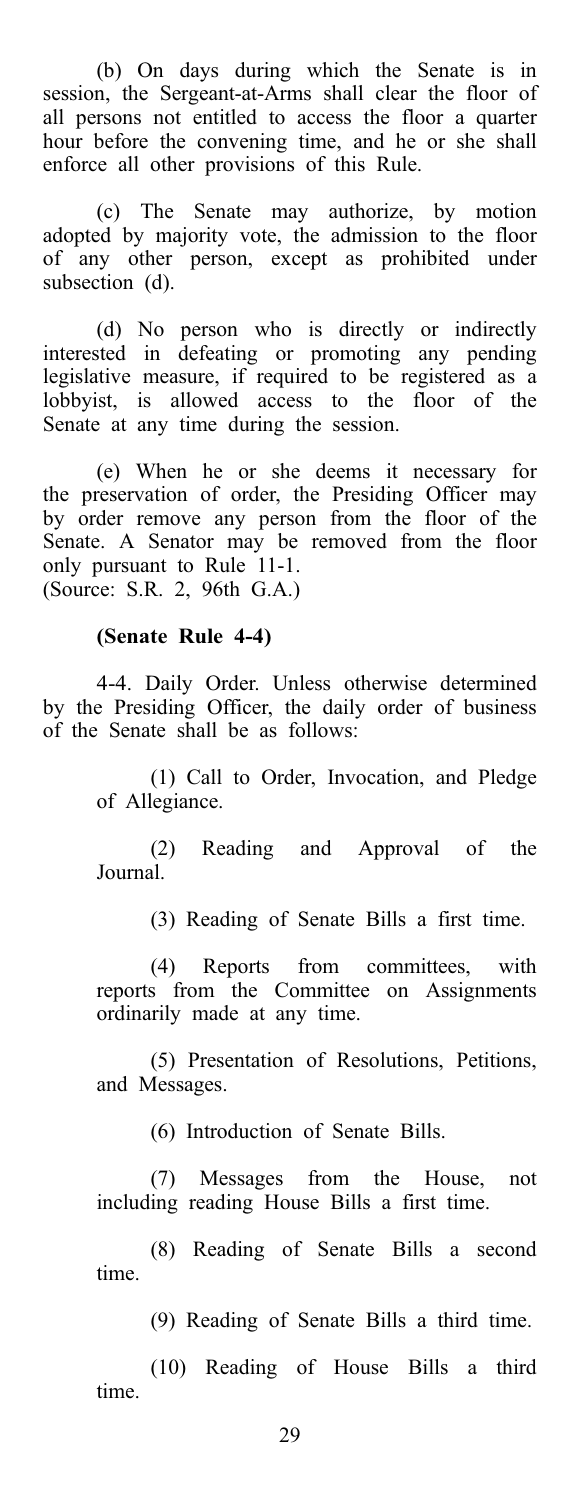(b) On days during which the Senate is in session, the Sergeant-at-Arms shall clear the floor of all persons not entitled to access the floor a quarter hour before the convening time, and he or she shall enforce all other provisions of this Rule.

(c) The Senate may authorize, by motion adopted by majority vote, the admission to the floor of any other person, except as prohibited under subsection (d).

(d) No person who is directly or indirectly interested in defeating or promoting any pending legislative measure, if required to be registered as a lobbyist, is allowed access to the floor of the Senate at any time during the session.

(e) When he or she deems it necessary for the preservation of order, the Presiding Officer may by order remove any person from the floor of the Senate. A Senator may be removed from the floor only pursuant to Rule 11-1.
(Source: S.R. 2, 96th G.A.)

**(Senate Rule 4-4)**

4-4. Daily Order. Unless otherwise determined by the Presiding Officer, the daily order of business of the Senate shall be as follows:

(1) Call to Order, Invocation, and Pledge of Allegiance.

(2) Reading and Approval of the Journal.

(3) Reading of Senate Bills a first time.

(4) Reports from committees, with reports from the Committee on Assignments ordinarily made at any time.

(5) Presentation of Resolutions, Petitions, and Messages.

(6) Introduction of Senate Bills.

(7) Messages from the House, not including reading House Bills a first time.

(8) Reading of Senate Bills a second time.

(9) Reading of Senate Bills a third time.

(10) Reading of House Bills a third time.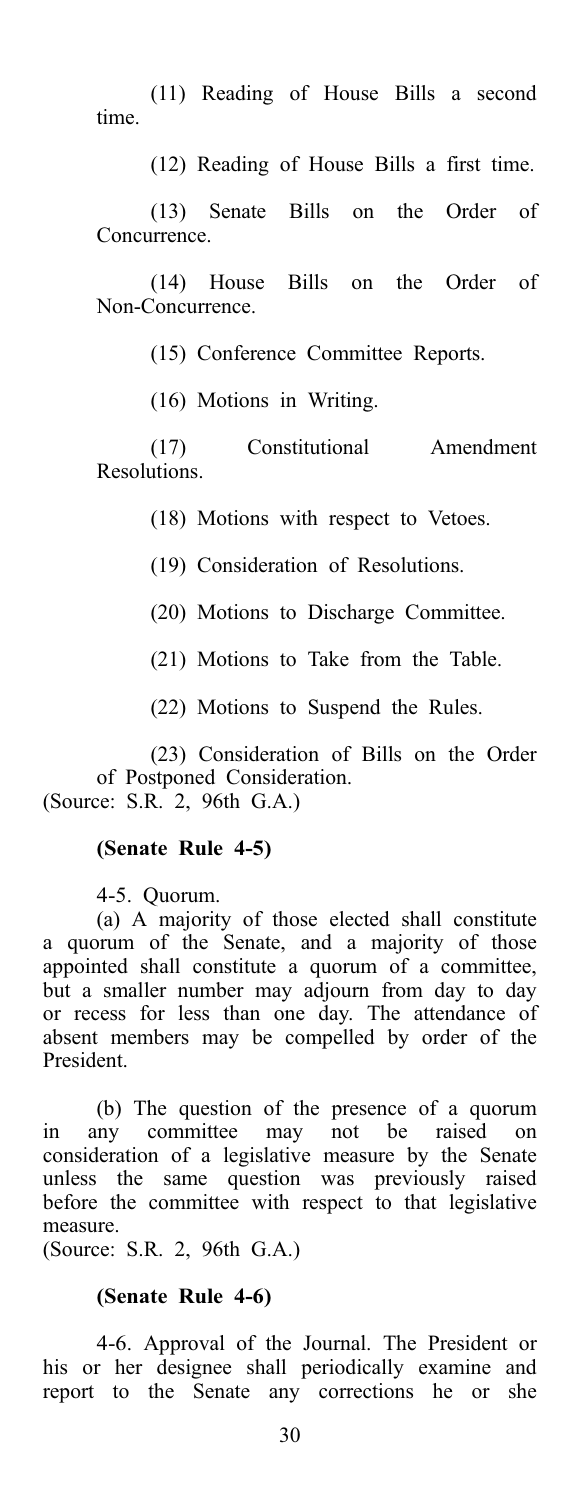(11) Reading of House Bills a second time.

(12) Reading of House Bills a first time.

(13) Senate Bills on the Order of Concurrence.

(14) House Bills on the Order of Non-Concurrence.

(15) Conference Committee Reports.

(16) Motions in Writing.

(17) Constitutional Amendment Resolutions.

(18) Motions with respect to Vetoes.

(19) Consideration of Resolutions.

(20) Motions to Discharge Committee.

(21) Motions to Take from the Table.

(22) Motions to Suspend the Rules.

(23) Consideration of Bills on the Order of Postponed Consideration.

(Source: S.R. 2, 96th G.A.)

**(Senate Rule 4-5)**

4-5. Quorum.

(a) A majority of those elected shall constitute a quorum of the Senate, and a majority of those appointed shall constitute a quorum of a committee, but a smaller number may adjourn from day to day or recess for less than one day. The attendance of absent members may be compelled by order of the President.

(b) The question of the presence of a quorum in any committee may not be raised on consideration of a legislative measure by the Senate unless the same question was previously raised before the committee with respect to that legislative measure.

(Source: S.R. 2, 96th G.A.)

**(Senate Rule 4-6)**

4-6. Approval of the Journal. The President or his or her designee shall periodically examine and report to the Senate any corrections he or she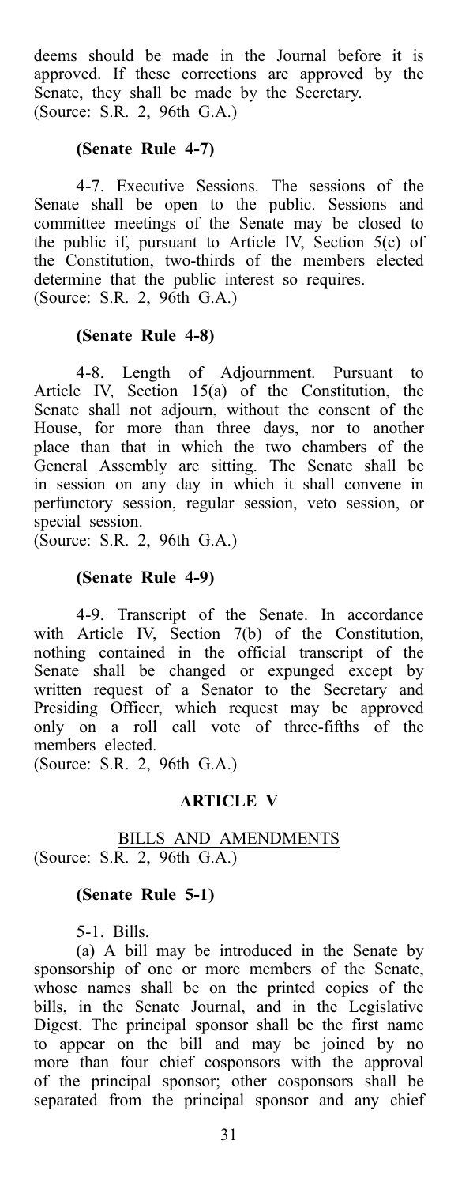deems should be made in the Journal before it is approved. If these corrections are approved by the Senate, they shall be made by the Secretary.
(Source: S.R. 2, 96th G.A.)

**(Senate Rule 4-7)**

4-7. Executive Sessions. The sessions of the Senate shall be open to the public. Sessions and committee meetings of the Senate may be closed to the public if, pursuant to Article IV, Section 5(c) of the Constitution, two-thirds of the members elected determine that the public interest so requires.
(Source: S.R. 2, 96th G.A.)

**(Senate Rule 4-8)**

4-8. Length of Adjournment. Pursuant to Article IV, Section 15(a) of the Constitution, the Senate shall not adjourn, without the consent of the House, for more than three days, nor to another place than that in which the two chambers of the General Assembly are sitting. The Senate shall be in session on any day in which it shall convene in perfunctory session, regular session, veto session, or special session.
(Source: S.R. 2, 96th G.A.)

**(Senate Rule 4-9)**

4-9. Transcript of the Senate. In accordance with Article IV, Section 7(b) of the Constitution, nothing contained in the official transcript of the Senate shall be changed or expunged except by written request of a Senator to the Secretary and Presiding Officer, which request may be approved only on a roll call vote of three-fifths of the members elected.
(Source: S.R. 2, 96th G.A.)

## ARTICLE V

BILLS AND AMENDMENTS
(Source: S.R. 2, 96th G.A.)

**(Senate Rule 5-1)**

5-1. Bills.

(a) A bill may be introduced in the Senate by sponsorship of one or more members of the Senate, whose names shall be on the printed copies of the bills, in the Senate Journal, and in the Legislative Digest. The principal sponsor shall be the first name to appear on the bill and may be joined by no more than four chief cosponsors with the approval of the principal sponsor; other cosponsors shall be separated from the principal sponsor and any chief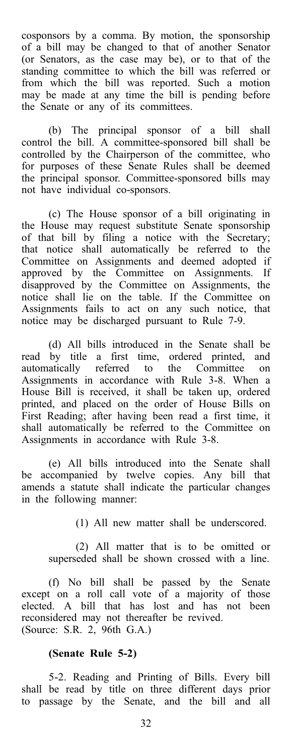cosponsors by a comma. By motion, the sponsorship of a bill may be changed to that of another Senator (or Senators, as the case may be), or to that of the standing committee to which the bill was referred or from which the bill was reported. Such a motion may be made at any time the bill is pending before the Senate or any of its committees.

(b) The principal sponsor of a bill shall control the bill. A committee-sponsored bill shall be controlled by the Chairperson of the committee, who for purposes of these Senate Rules shall be deemed the principal sponsor. Committee-sponsored bills may not have individual co-sponsors.

(c) The House sponsor of a bill originating in the House may request substitute Senate sponsorship of that bill by filing a notice with the Secretary; that notice shall automatically be referred to the Committee on Assignments and deemed adopted if approved by the Committee on Assignments. If disapproved by the Committee on Assignments, the notice shall lie on the table. If the Committee on Assignments fails to act on any such notice, that notice may be discharged pursuant to Rule 7-9.

(d) All bills introduced in the Senate shall be read by title a first time, ordered printed, and automatically referred to the Committee on Assignments in accordance with Rule 3-8. When a House Bill is received, it shall be taken up, ordered printed, and placed on the order of House Bills on First Reading; after having been read a first time, it shall automatically be referred to the Committee on Assignments in accordance with Rule 3-8.

(e) All bills introduced into the Senate shall be accompanied by twelve copies. Any bill that amends a statute shall indicate the particular changes in the following manner:

(1) All new matter shall be underscored.

(2) All matter that is to be omitted or superseded shall be shown crossed with a line.

(f) No bill shall be passed by the Senate except on a roll call vote of a majority of those elected. A bill that has lost and has not been reconsidered may not thereafter be revived.
(Source: S.R. 2, 96th G.A.)

**(Senate Rule 5-2)**

5-2. Reading and Printing of Bills. Every bill shall be read by title on three different days prior to passage by the Senate, and the bill and all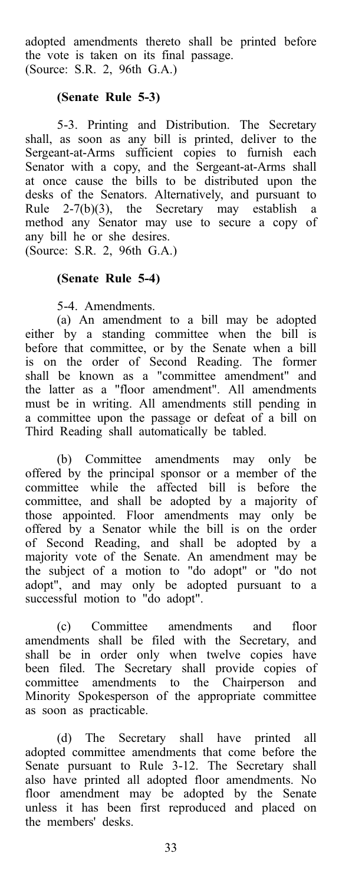adopted amendments thereto shall be printed before the vote is taken on its final passage.
(Source: S.R. 2, 96th G.A.)

**(Senate Rule 5-3)**

5-3. Printing and Distribution. The Secretary shall, as soon as any bill is printed, deliver to the Sergeant-at-Arms sufficient copies to furnish each Senator with a copy, and the Sergeant-at-Arms shall at once cause the bills to be distributed upon the desks of the Senators. Alternatively, and pursuant to Rule 2-7(b)(3), the Secretary may establish a method any Senator may use to secure a copy of any bill he or she desires.
(Source: S.R. 2, 96th G.A.)

**(Senate Rule 5-4)**

5-4. Amendments.

(a) An amendment to a bill may be adopted either by a standing committee when the bill is before that committee, or by the Senate when a bill is on the order of Second Reading. The former shall be known as a "committee amendment" and the latter as a "floor amendment". All amendments must be in writing. All amendments still pending in a committee upon the passage or defeat of a bill on Third Reading shall automatically be tabled.

(b) Committee amendments may only be offered by the principal sponsor or a member of the committee while the affected bill is before the committee, and shall be adopted by a majority of those appointed. Floor amendments may only be offered by a Senator while the bill is on the order of Second Reading, and shall be adopted by a majority vote of the Senate. An amendment may be the subject of a motion to "do adopt" or "do not adopt", and may only be adopted pursuant to a successful motion to "do adopt".

(c) Committee amendments and floor amendments shall be filed with the Secretary, and shall be in order only when twelve copies have been filed. The Secretary shall provide copies of committee amendments to the Chairperson and Minority Spokesperson of the appropriate committee as soon as practicable.

(d) The Secretary shall have printed all adopted committee amendments that come before the Senate pursuant to Rule 3-12. The Secretary shall also have printed all adopted floor amendments. No floor amendment may be adopted by the Senate unless it has been first reproduced and placed on the members' desks.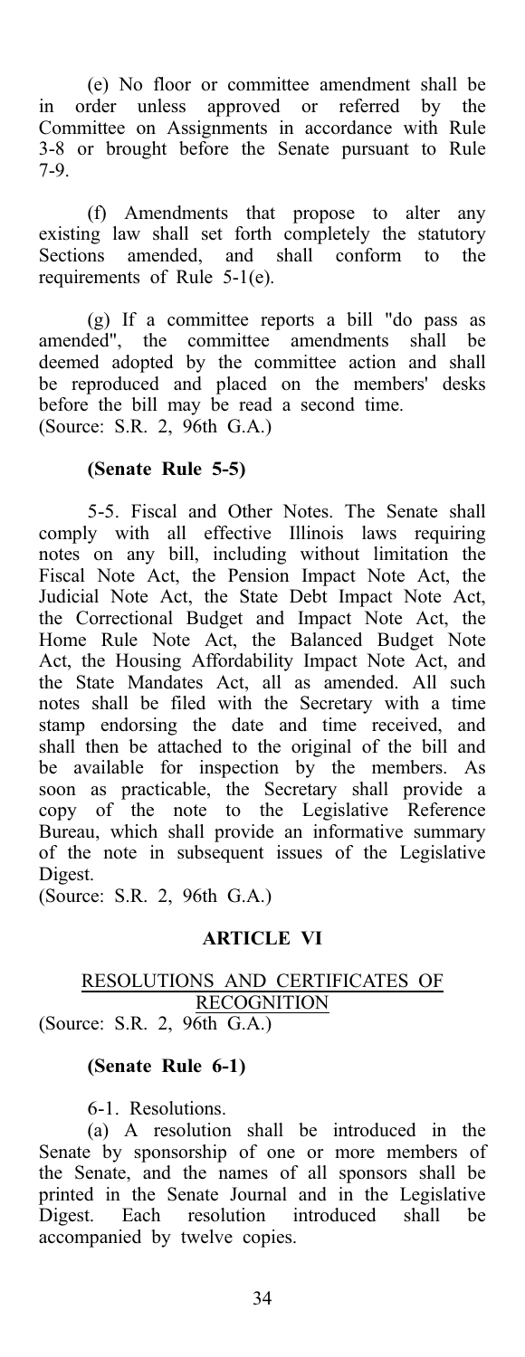(e) No floor or committee amendment shall be in order unless approved or referred by the Committee on Assignments in accordance with Rule 3-8 or brought before the Senate pursuant to Rule 7-9.

(f) Amendments that propose to alter any existing law shall set forth completely the statutory Sections amended, and shall conform to the requirements of Rule 5-1(e).

(g) If a committee reports a bill "do pass as amended", the committee amendments shall be deemed adopted by the committee action and shall be reproduced and placed on the members' desks before the bill may be read a second time.
(Source: S.R. 2, 96th G.A.)

**(Senate Rule 5-5)**

5-5. Fiscal and Other Notes. The Senate shall comply with all effective Illinois laws requiring notes on any bill, including without limitation the Fiscal Note Act, the Pension Impact Note Act, the Judicial Note Act, the State Debt Impact Note Act, the Correctional Budget and Impact Note Act, the Home Rule Note Act, the Balanced Budget Note Act, the Housing Affordability Impact Note Act, and the State Mandates Act, all as amended. All such notes shall be filed with the Secretary with a time stamp endorsing the date and time received, and shall then be attached to the original of the bill and be available for inspection by the members. As soon as practicable, the Secretary shall provide a copy of the note to the Legislative Reference Bureau, which shall provide an informative summary of the note in subsequent issues of the Legislative Digest.
(Source: S.R. 2, 96th G.A.)

## ARTICLE VI

### RESOLUTIONS AND CERTIFICATES OF RECOGNITION

(Source: S.R. 2, 96th G.A.)

**(Senate Rule 6-1)**

6-1. Resolutions.

(a) A resolution shall be introduced in the Senate by sponsorship of one or more members of the Senate, and the names of all sponsors shall be printed in the Senate Journal and in the Legislative Digest. Each resolution introduced shall be accompanied by twelve copies.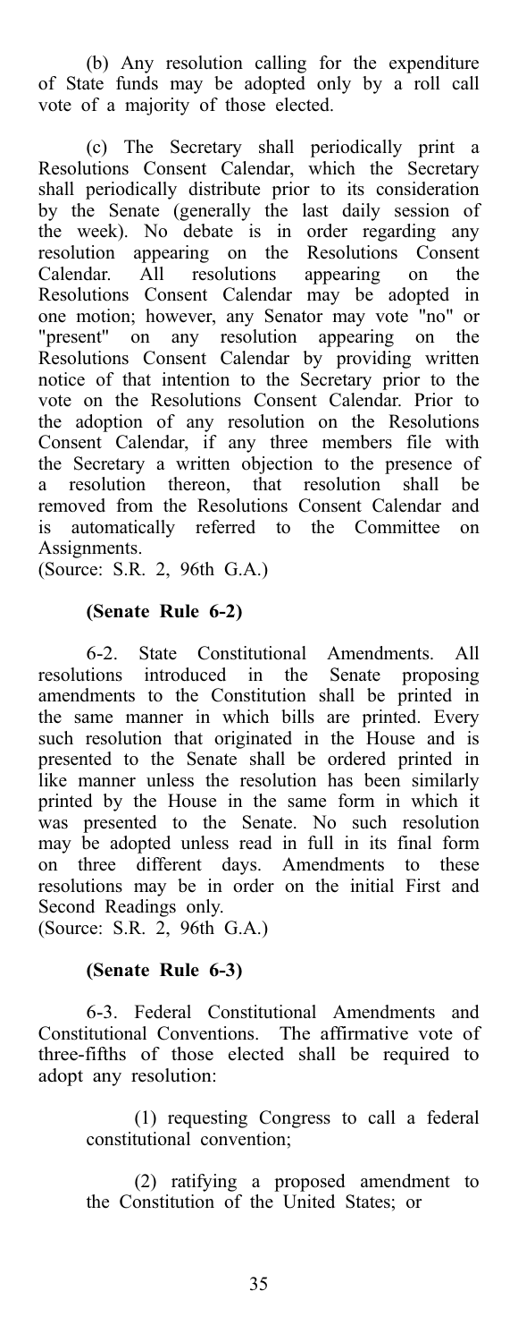(b) Any resolution calling for the expenditure of State funds may be adopted only by a roll call vote of a majority of those elected.

(c) The Secretary shall periodically print a Resolutions Consent Calendar, which the Secretary shall periodically distribute prior to its consideration by the Senate (generally the last daily session of the week). No debate is in order regarding any resolution appearing on the Resolutions Consent Calendar. All resolutions appearing on the Resolutions Consent Calendar may be adopted in one motion; however, any Senator may vote "no" or "present" on any resolution appearing on the Resolutions Consent Calendar by providing written notice of that intention to the Secretary prior to the vote on the Resolutions Consent Calendar. Prior to the adoption of any resolution on the Resolutions Consent Calendar, if any three members file with the Secretary a written objection to the presence of a resolution thereon, that resolution shall be removed from the Resolutions Consent Calendar and is automatically referred to the Committee on Assignments.

(Source: S.R. 2, 96th G.A.)

**(Senate Rule 6-2)**

6-2. State Constitutional Amendments. All resolutions introduced in the Senate proposing amendments to the Constitution shall be printed in the same manner in which bills are printed. Every such resolution that originated in the House and is presented to the Senate shall be ordered printed in like manner unless the resolution has been similarly printed by the House in the same form in which it was presented to the Senate. No such resolution may be adopted unless read in full in its final form on three different days. Amendments to these resolutions may be in order on the initial First and Second Readings only.

(Source: S.R. 2, 96th G.A.)

**(Senate Rule 6-3)**

6-3. Federal Constitutional Amendments and Constitutional Conventions. The affirmative vote of three-fifths of those elected shall be required to adopt any resolution:

(1) requesting Congress to call a federal constitutional convention;

(2) ratifying a proposed amendment to the Constitution of the United States; or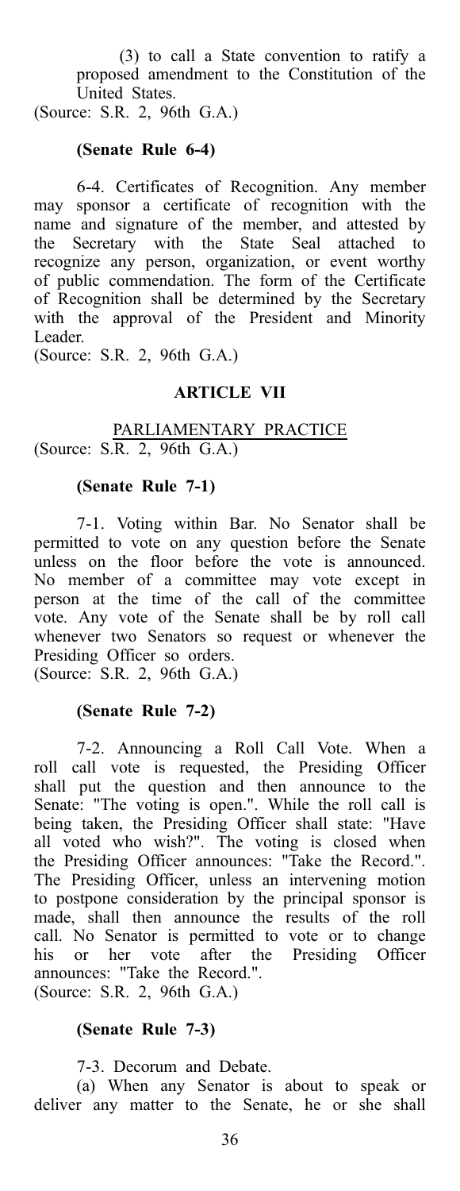(3) to call a State convention to ratify a proposed amendment to the Constitution of the United States.

(Source: S.R. 2, 96th G.A.)

**(Senate Rule 6-4)**

6-4. Certificates of Recognition. Any member may sponsor a certificate of recognition with the name and signature of the member, and attested by the Secretary with the State Seal attached to recognize any person, organization, or event worthy of public commendation. The form of the Certificate of Recognition shall be determined by the Secretary with the approval of the President and Minority Leader.

(Source: S.R. 2, 96th G.A.)

## ARTICLE VII

### PARLIAMENTARY PRACTICE

(Source: S.R. 2, 96th G.A.)

**(Senate Rule 7-1)**

7-1. Voting within Bar. No Senator shall be permitted to vote on any question before the Senate unless on the floor before the vote is announced. No member of a committee may vote except in person at the time of the call of the committee vote. Any vote of the Senate shall be by roll call whenever two Senators so request or whenever the Presiding Officer so orders.

(Source: S.R. 2, 96th G.A.)

**(Senate Rule 7-2)**

7-2. Announcing a Roll Call Vote. When a roll call vote is requested, the Presiding Officer shall put the question and then announce to the Senate: "The voting is open.". While the roll call is being taken, the Presiding Officer shall state: "Have all voted who wish?". The voting is closed when the Presiding Officer announces: "Take the Record.". The Presiding Officer, unless an intervening motion to postpone consideration by the principal sponsor is made, shall then announce the results of the roll call. No Senator is permitted to vote or to change his or her vote after the Presiding Officer announces: "Take the Record.".

(Source: S.R. 2, 96th G.A.)

**(Senate Rule 7-3)**

7-3. Decorum and Debate.

(a) When any Senator is about to speak or deliver any matter to the Senate, he or she shall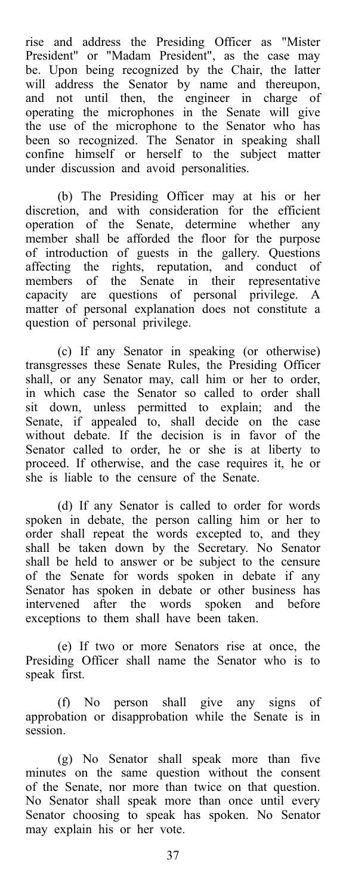rise and address the Presiding Officer as "Mister President" or "Madam President", as the case may be. Upon being recognized by the Chair, the latter will address the Senator by name and thereupon, and not until then, the engineer in charge of operating the microphones in the Senate will give the use of the microphone to the Senator who has been so recognized. The Senator in speaking shall confine himself or herself to the subject matter under discussion and avoid personalities.

(b) The Presiding Officer may at his or her discretion, and with consideration for the efficient operation of the Senate, determine whether any member shall be afforded the floor for the purpose of introduction of guests in the gallery. Questions affecting the rights, reputation, and conduct of members of the Senate in their representative capacity are questions of personal privilege. A matter of personal explanation does not constitute a question of personal privilege.

(c) If any Senator in speaking (or otherwise) transgresses these Senate Rules, the Presiding Officer shall, or any Senator may, call him or her to order, in which case the Senator so called to order shall sit down, unless permitted to explain; and the Senate, if appealed to, shall decide on the case without debate. If the decision is in favor of the Senator called to order, he or she is at liberty to proceed. If otherwise, and the case requires it, he or she is liable to the censure of the Senate.

(d) If any Senator is called to order for words spoken in debate, the person calling him or her to order shall repeat the words excepted to, and they shall be taken down by the Secretary. No Senator shall be held to answer or be subject to the censure of the Senate for words spoken in debate if any Senator has spoken in debate or other business has intervened after the words spoken and before exceptions to them shall have been taken.

(e) If two or more Senators rise at once, the Presiding Officer shall name the Senator who is to speak first.

(f) No person shall give any signs of approbation or disapprobation while the Senate is in session.

(g) No Senator shall speak more than five minutes on the same question without the consent of the Senate, nor more than twice on that question. No Senator shall speak more than once until every Senator choosing to speak has spoken. No Senator may explain his or her vote.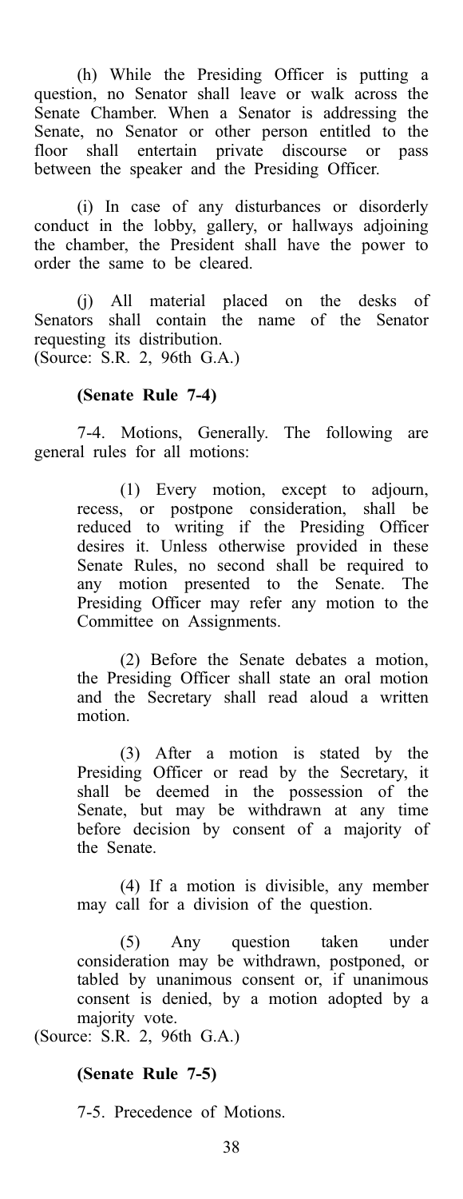(h) While the Presiding Officer is putting a question, no Senator shall leave or walk across the Senate Chamber. When a Senator is addressing the Senate, no Senator or other person entitled to the floor shall entertain private discourse or pass between the speaker and the Presiding Officer.

(i) In case of any disturbances or disorderly conduct in the lobby, gallery, or hallways adjoining the chamber, the President shall have the power to order the same to be cleared.

(j) All material placed on the desks of Senators shall contain the name of the Senator requesting its distribution.
(Source: S.R. 2, 96th G.A.)

**(Senate Rule 7-4)**

7-4. Motions, Generally. The following are general rules for all motions:

(1) Every motion, except to adjourn, recess, or postpone consideration, shall be reduced to writing if the Presiding Officer desires it. Unless otherwise provided in these Senate Rules, no second shall be required to any motion presented to the Senate. The Presiding Officer may refer any motion to the Committee on Assignments.

(2) Before the Senate debates a motion, the Presiding Officer shall state an oral motion and the Secretary shall read aloud a written motion.

(3) After a motion is stated by the Presiding Officer or read by the Secretary, it shall be deemed in the possession of the Senate, but may be withdrawn at any time before decision by consent of a majority of the Senate.

(4) If a motion is divisible, any member may call for a division of the question.

(5) Any question taken under consideration may be withdrawn, postponed, or tabled by unanimous consent or, if unanimous consent is denied, by a motion adopted by a majority vote.
(Source: S.R. 2, 96th G.A.)

**(Senate Rule 7-5)**

7-5. Precedence of Motions.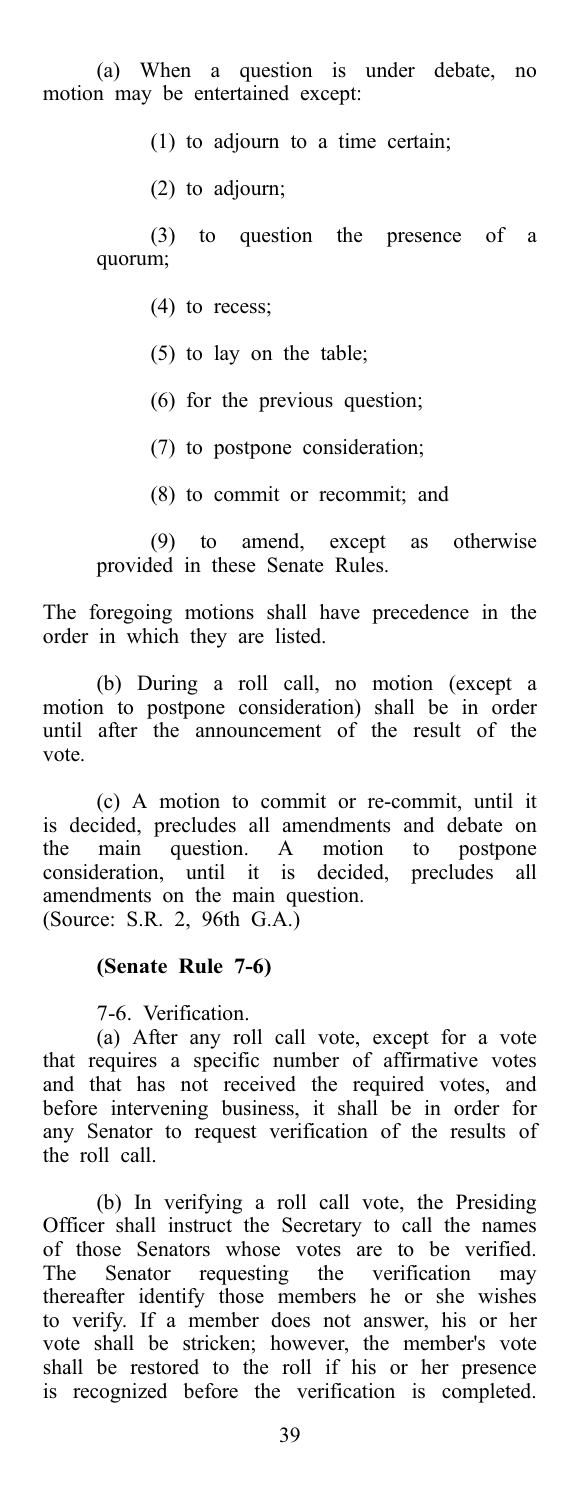(a) When a question is under debate, no motion may be entertained except:

(1) to adjourn to a time certain;

(2) to adjourn;

(3) to question the presence of a quorum;

(4) to recess;

(5) to lay on the table;

(6) for the previous question;

(7) to postpone consideration;

(8) to commit or recommit; and

(9) to amend, except as otherwise provided in these Senate Rules.

The foregoing motions shall have precedence in the order in which they are listed.

(b) During a roll call, no motion (except a motion to postpone consideration) shall be in order until after the announcement of the result of the vote.

(c) A motion to commit or re-commit, until it is decided, precludes all amendments and debate on the main question. A motion to postpone consideration, until it is decided, precludes all amendments on the main question.
(Source: S.R. 2, 96th G.A.)

**(Senate Rule 7-6)**

7-6. Verification.

(a) After any roll call vote, except for a vote that requires a specific number of affirmative votes and that has not received the required votes, and before intervening business, it shall be in order for any Senator to request verification of the results of the roll call.

(b) In verifying a roll call vote, the Presiding Officer shall instruct the Secretary to call the names of those Senators whose votes are to be verified. The Senator requesting the verification may thereafter identify those members he or she wishes to verify. If a member does not answer, his or her vote shall be stricken; however, the member's vote shall be restored to the roll if his or her presence is recognized before the verification is completed.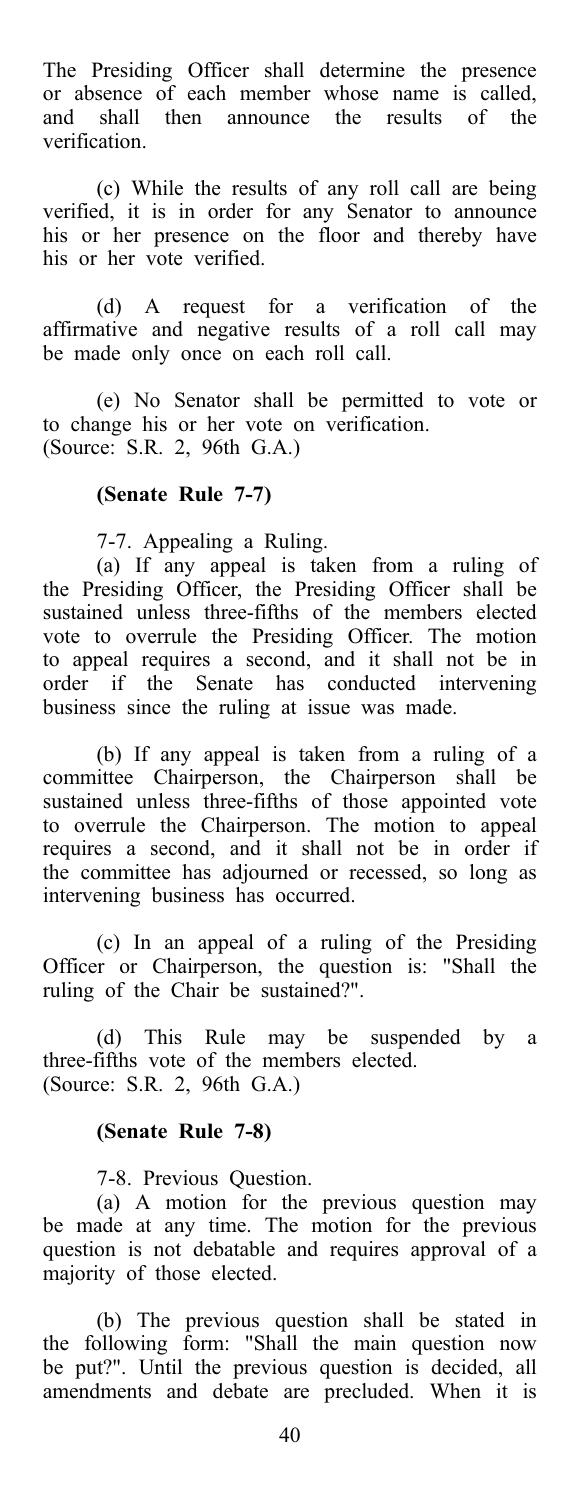The Presiding Officer shall determine the presence or absence of each member whose name is called, and shall then announce the results of the verification.

(c) While the results of any roll call are being verified, it is in order for any Senator to announce his or her presence on the floor and thereby have his or her vote verified.

(d) A request for a verification of the affirmative and negative results of a roll call may be made only once on each roll call.

(e) No Senator shall be permitted to vote or to change his or her vote on verification.
(Source: S.R. 2, 96th G.A.)

**(Senate Rule 7-7)**

7-7. Appealing a Ruling.

(a) If any appeal is taken from a ruling of the Presiding Officer, the Presiding Officer shall be sustained unless three-fifths of the members elected vote to overrule the Presiding Officer. The motion to appeal requires a second, and it shall not be in order if the Senate has conducted intervening business since the ruling at issue was made.

(b) If any appeal is taken from a ruling of a committee Chairperson, the Chairperson shall be sustained unless three-fifths of those appointed vote to overrule the Chairperson. The motion to appeal requires a second, and it shall not be in order if the committee has adjourned or recessed, so long as intervening business has occurred.

(c) In an appeal of a ruling of the Presiding Officer or Chairperson, the question is: "Shall the ruling of the Chair be sustained?".

(d) This Rule may be suspended by a three-fifths vote of the members elected.
(Source: S.R. 2, 96th G.A.)

**(Senate Rule 7-8)**

7-8. Previous Question.

(a) A motion for the previous question may be made at any time. The motion for the previous question is not debatable and requires approval of a majority of those elected.

(b) The previous question shall be stated in the following form: "Shall the main question now be put?". Until the previous question is decided, all amendments and debate are precluded. When it is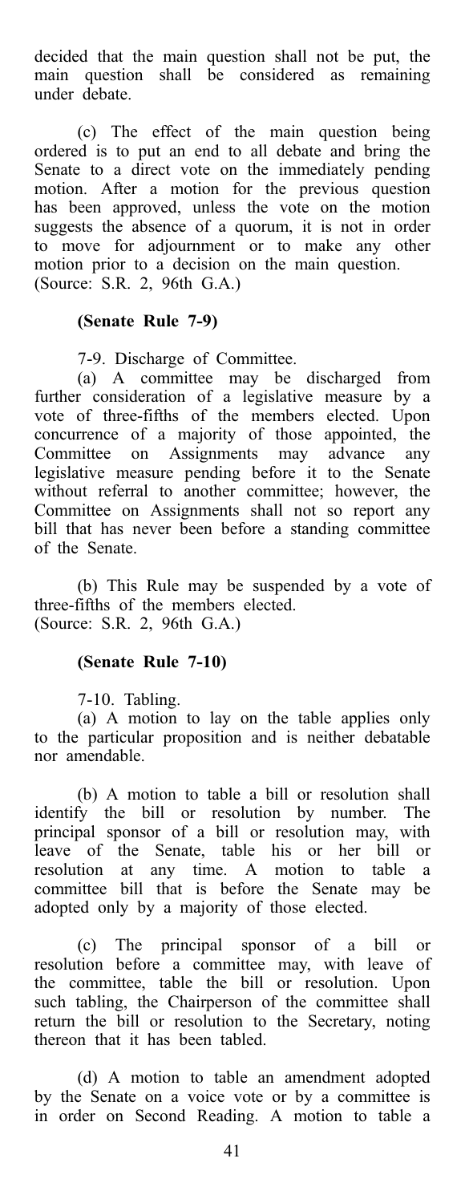decided that the main question shall not be put, the main question shall be considered as remaining under debate.

(c) The effect of the main question being ordered is to put an end to all debate and bring the Senate to a direct vote on the immediately pending motion. After a motion for the previous question has been approved, unless the vote on the motion suggests the absence of a quorum, it is not in order to move for adjournment or to make any other motion prior to a decision on the main question.
(Source: S.R. 2, 96th G.A.)

**(Senate Rule 7-9)**

7-9. Discharge of Committee.

(a) A committee may be discharged from further consideration of a legislative measure by a vote of three-fifths of the members elected. Upon concurrence of a majority of those appointed, the Committee on Assignments may advance any legislative measure pending before it to the Senate without referral to another committee; however, the Committee on Assignments shall not so report any bill that has never been before a standing committee of the Senate.

(b) This Rule may be suspended by a vote of three-fifths of the members elected.
(Source: S.R. 2, 96th G.A.)

**(Senate Rule 7-10)**

7-10. Tabling.

(a) A motion to lay on the table applies only to the particular proposition and is neither debatable nor amendable.

(b) A motion to table a bill or resolution shall identify the bill or resolution by number. The principal sponsor of a bill or resolution may, with leave of the Senate, table his or her bill or resolution at any time. A motion to table a committee bill that is before the Senate may be adopted only by a majority of those elected.

(c) The principal sponsor of a bill or resolution before a committee may, with leave of the committee, table the bill or resolution. Upon such tabling, the Chairperson of the committee shall return the bill or resolution to the Secretary, noting thereon that it has been tabled.

(d) A motion to table an amendment adopted by the Senate on a voice vote or by a committee is in order on Second Reading. A motion to table a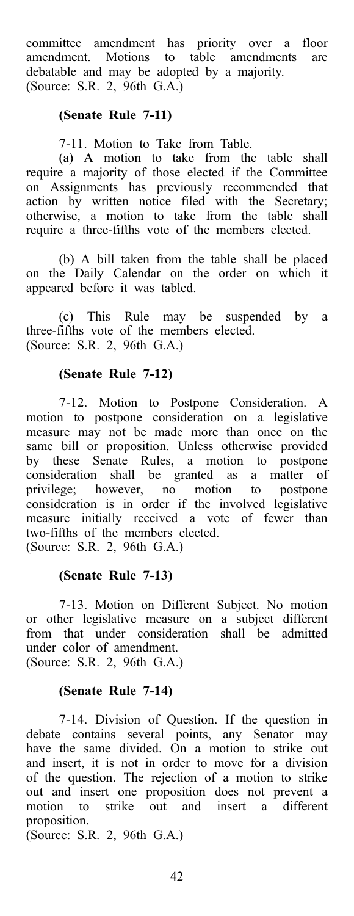committee amendment has priority over a floor amendment. Motions to table amendments are debatable and may be adopted by a majority.
(Source: S.R. 2, 96th G.A.)

**(Senate Rule 7-11)**

7-11. Motion to Take from Table.

(a) A motion to take from the table shall require a majority of those elected if the Committee on Assignments has previously recommended that action by written notice filed with the Secretary; otherwise, a motion to take from the table shall require a three-fifths vote of the members elected.

(b) A bill taken from the table shall be placed on the Daily Calendar on the order on which it appeared before it was tabled.

(c) This Rule may be suspended by a three-fifths vote of the members elected.
(Source: S.R. 2, 96th G.A.)

**(Senate Rule 7-12)**

7-12. Motion to Postpone Consideration. A motion to postpone consideration on a legislative measure may not be made more than once on the same bill or proposition. Unless otherwise provided by these Senate Rules, a motion to postpone consideration shall be granted as a matter of privilege; however, no motion to postpone consideration is in order if the involved legislative measure initially received a vote of fewer than two-fifths of the members elected.
(Source: S.R. 2, 96th G.A.)

**(Senate Rule 7-13)**

7-13. Motion on Different Subject. No motion or other legislative measure on a subject different from that under consideration shall be admitted under color of amendment.
(Source: S.R. 2, 96th G.A.)

**(Senate Rule 7-14)**

7-14. Division of Question. If the question in debate contains several points, any Senator may have the same divided. On a motion to strike out and insert, it is not in order to move for a division of the question. The rejection of a motion to strike out and insert one proposition does not prevent a motion to strike out and insert a different proposition.
(Source: S.R. 2, 96th G.A.)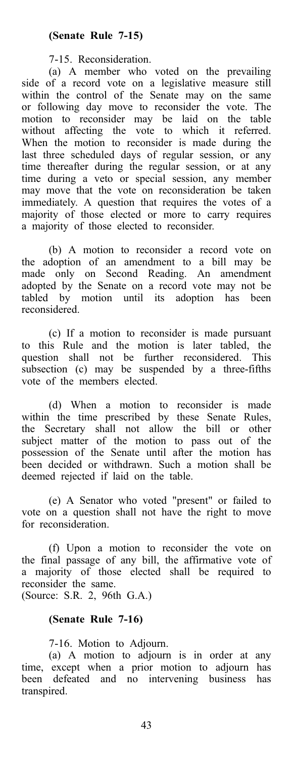**(Senate Rule 7-15)**

7-15. Reconsideration.

(a) A member who voted on the prevailing side of a record vote on a legislative measure still within the control of the Senate may on the same or following day move to reconsider the vote. The motion to reconsider may be laid on the table without affecting the vote to which it referred. When the motion to reconsider is made during the last three scheduled days of regular session, or any time thereafter during the regular session, or at any time during a veto or special session, any member may move that the vote on reconsideration be taken immediately. A question that requires the votes of a majority of those elected or more to carry requires a majority of those elected to reconsider.

(b) A motion to reconsider a record vote on the adoption of an amendment to a bill may be made only on Second Reading. An amendment adopted by the Senate on a record vote may not be tabled by motion until its adoption has been reconsidered.

(c) If a motion to reconsider is made pursuant to this Rule and the motion is later tabled, the question shall not be further reconsidered. This subsection (c) may be suspended by a three-fifths vote of the members elected.

(d) When a motion to reconsider is made within the time prescribed by these Senate Rules, the Secretary shall not allow the bill or other subject matter of the motion to pass out of the possession of the Senate until after the motion has been decided or withdrawn. Such a motion shall be deemed rejected if laid on the table.

(e) A Senator who voted "present" or failed to vote on a question shall not have the right to move for reconsideration.

(f) Upon a motion to reconsider the vote on the final passage of any bill, the affirmative vote of a majority of those elected shall be required to reconsider the same.
(Source: S.R. 2, 96th G.A.)

**(Senate Rule 7-16)**

7-16. Motion to Adjourn.

(a) A motion to adjourn is in order at any time, except when a prior motion to adjourn has been defeated and no intervening business has transpired.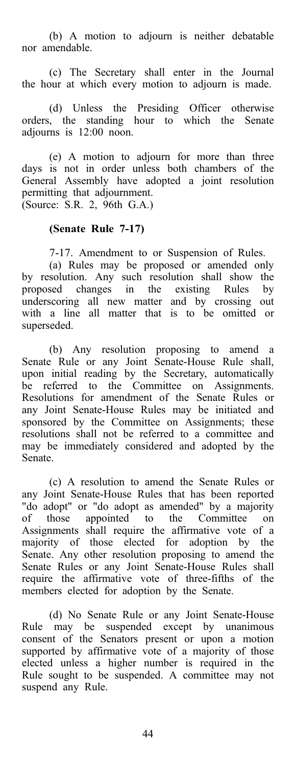(b) A motion to adjourn is neither debatable nor amendable.

(c) The Secretary shall enter in the Journal the hour at which every motion to adjourn is made.

(d) Unless the Presiding Officer otherwise orders, the standing hour to which the Senate adjourns is 12:00 noon.

(e) A motion to adjourn for more than three days is not in order unless both chambers of the General Assembly have adopted a joint resolution permitting that adjournment.
(Source: S.R. 2, 96th G.A.)

**(Senate Rule 7-17)**

7-17. Amendment to or Suspension of Rules.

(a) Rules may be proposed or amended only by resolution. Any such resolution shall show the proposed changes in the existing Rules by underscoring all new matter and by crossing out with a line all matter that is to be omitted or superseded.

(b) Any resolution proposing to amend a Senate Rule or any Joint Senate-House Rule shall, upon initial reading by the Secretary, automatically be referred to the Committee on Assignments. Resolutions for amendment of the Senate Rules or any Joint Senate-House Rules may be initiated and sponsored by the Committee on Assignments; these resolutions shall not be referred to a committee and may be immediately considered and adopted by the Senate.

(c) A resolution to amend the Senate Rules or any Joint Senate-House Rules that has been reported "do adopt" or "do adopt as amended" by a majority of those appointed to the Committee on Assignments shall require the affirmative vote of a majority of those elected for adoption by the Senate. Any other resolution proposing to amend the Senate Rules or any Joint Senate-House Rules shall require the affirmative vote of three-fifths of the members elected for adoption by the Senate.

(d) No Senate Rule or any Joint Senate-House Rule may be suspended except by unanimous consent of the Senators present or upon a motion supported by affirmative vote of a majority of those elected unless a higher number is required in the Rule sought to be suspended. A committee may not suspend any Rule.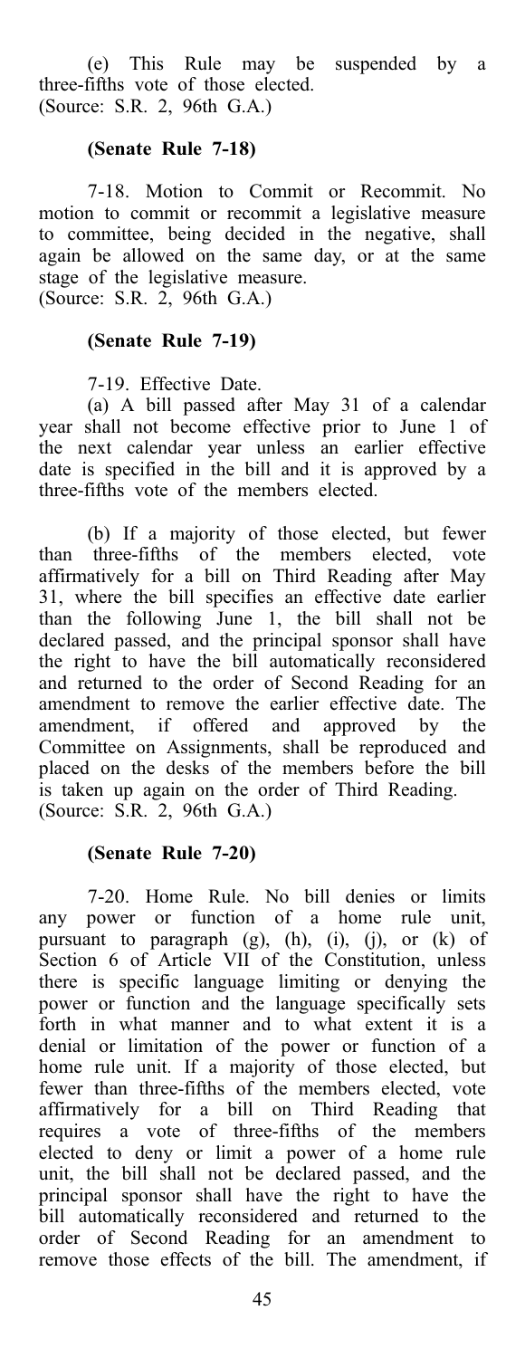(e) This Rule may be suspended by a three-fifths vote of those elected.
(Source: S.R. 2, 96th G.A.)

**(Senate Rule 7-18)**

7-18. Motion to Commit or Recommit. No motion to commit or recommit a legislative measure to committee, being decided in the negative, shall again be allowed on the same day, or at the same stage of the legislative measure.
(Source: S.R. 2, 96th G.A.)

**(Senate Rule 7-19)**

7-19. Effective Date.

(a) A bill passed after May 31 of a calendar year shall not become effective prior to June 1 of the next calendar year unless an earlier effective date is specified in the bill and it is approved by a three-fifths vote of the members elected.

(b) If a majority of those elected, but fewer than three-fifths of the members elected, vote affirmatively for a bill on Third Reading after May 31, where the bill specifies an effective date earlier than the following June 1, the bill shall not be declared passed, and the principal sponsor shall have the right to have the bill automatically reconsidered and returned to the order of Second Reading for an amendment to remove the earlier effective date. The amendment, if offered and approved by the Committee on Assignments, shall be reproduced and placed on the desks of the members before the bill is taken up again on the order of Third Reading.
(Source: S.R. 2, 96th G.A.)

**(Senate Rule 7-20)**

7-20. Home Rule. No bill denies or limits any power or function of a home rule unit, pursuant to paragraph (g), (h), (i), (j), or (k) of Section 6 of Article VII of the Constitution, unless there is specific language limiting or denying the power or function and the language specifically sets forth in what manner and to what extent it is a denial or limitation of the power or function of a home rule unit. If a majority of those elected, but fewer than three-fifths of the members elected, vote affirmatively for a bill on Third Reading that requires a vote of three-fifths of the members elected to deny or limit a power of a home rule unit, the bill shall not be declared passed, and the principal sponsor shall have the right to have the bill automatically reconsidered and returned to the order of Second Reading for an amendment to remove those effects of the bill. The amendment, if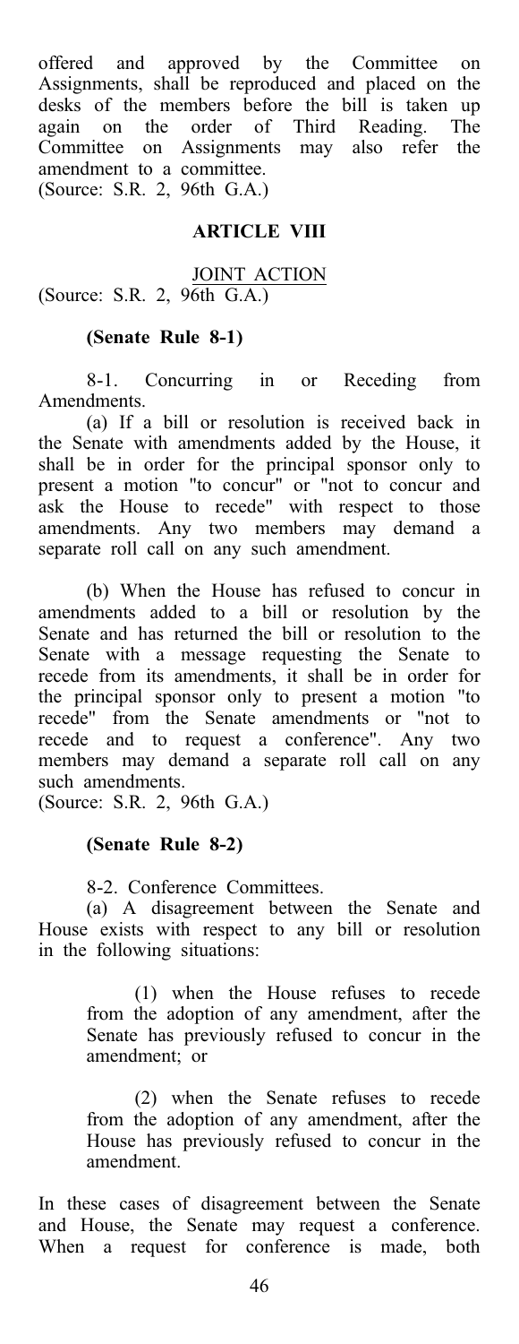offered and approved by the Committee on Assignments, shall be reproduced and placed on the desks of the members before the bill is taken up again on the order of Third Reading. The Committee on Assignments may also refer the amendment to a committee.
(Source: S.R. 2, 96th G.A.)

## ARTICLE VIII

JOINT ACTION
(Source: S.R. 2, 96th G.A.)

### (Senate Rule 8-1)

8-1. Concurring in or Receding from Amendments.

(a) If a bill or resolution is received back in the Senate with amendments added by the House, it shall be in order for the principal sponsor only to present a motion "to concur" or "not to concur and ask the House to recede" with respect to those amendments. Any two members may demand a separate roll call on any such amendment.

(b) When the House has refused to concur in amendments added to a bill or resolution by the Senate and has returned the bill or resolution to the Senate with a message requesting the Senate to recede from its amendments, it shall be in order for the principal sponsor only to present a motion "to recede" from the Senate amendments or "not to recede and to request a conference". Any two members may demand a separate roll call on any such amendments.
(Source: S.R. 2, 96th G.A.)

### (Senate Rule 8-2)

8-2. Conference Committees.

(a) A disagreement between the Senate and House exists with respect to any bill or resolution in the following situations:

(1) when the House refuses to recede from the adoption of any amendment, after the Senate has previously refused to concur in the amendment; or

(2) when the Senate refuses to recede from the adoption of any amendment, after the House has previously refused to concur in the amendment.

In these cases of disagreement between the Senate and House, the Senate may request a conference. When a request for conference is made, both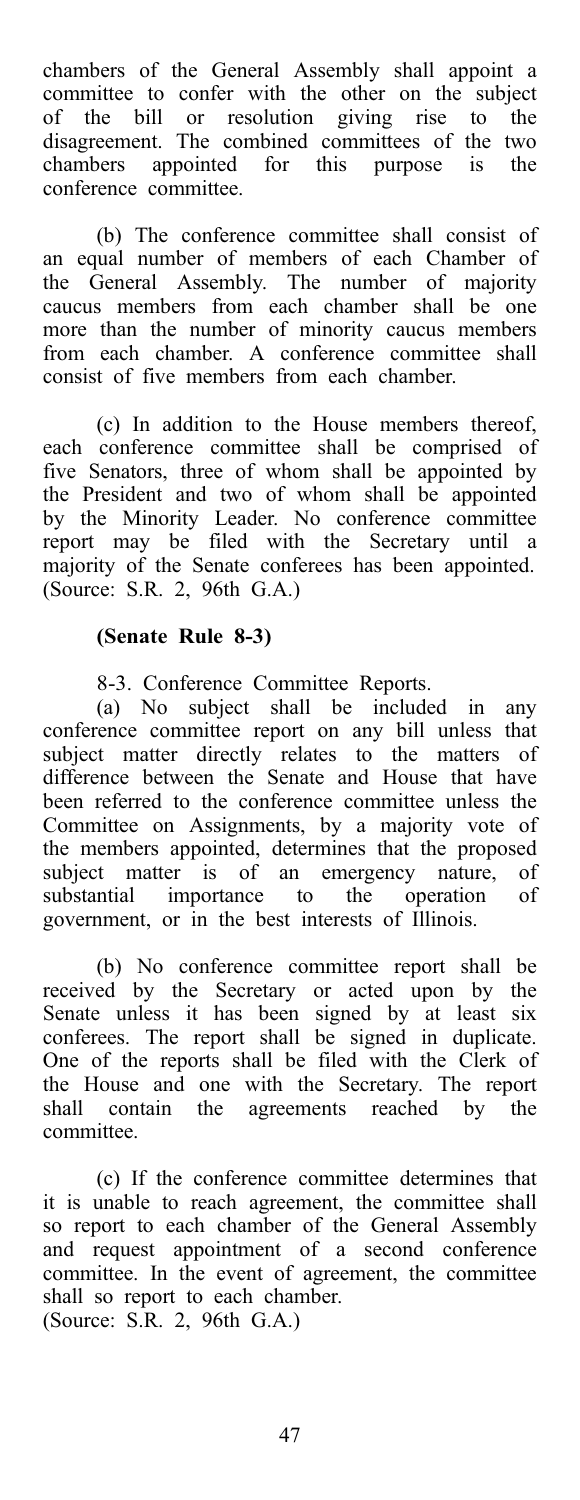chambers of the General Assembly shall appoint a committee to confer with the other on the subject of the bill or resolution giving rise to the disagreement. The combined committees of the two chambers appointed for this purpose is the conference committee.

(b) The conference committee shall consist of an equal number of members of each Chamber of the General Assembly. The number of majority caucus members from each chamber shall be one more than the number of minority caucus members from each chamber. A conference committee shall consist of five members from each chamber.

(c) In addition to the House members thereof, each conference committee shall be comprised of five Senators, three of whom shall be appointed by the President and two of whom shall be appointed by the Minority Leader. No conference committee report may be filed with the Secretary until a majority of the Senate conferees has been appointed. (Source: S.R. 2, 96th G.A.)

**(Senate Rule 8-3)**

8-3. Conference Committee Reports.

(a) No subject shall be included in any conference committee report on any bill unless that subject matter directly relates to the matters of difference between the Senate and House that have been referred to the conference committee unless the Committee on Assignments, by a majority vote of the members appointed, determines that the proposed subject matter is of an emergency nature, of substantial importance to the operation of government, or in the best interests of Illinois.

(b) No conference committee report shall be received by the Secretary or acted upon by the Senate unless it has been signed by at least six conferees. The report shall be signed in duplicate. One of the reports shall be filed with the Clerk of the House and one with the Secretary. The report shall contain the agreements reached by the committee.

(c) If the conference committee determines that it is unable to reach agreement, the committee shall so report to each chamber of the General Assembly and request appointment of a second conference committee. In the event of agreement, the committee shall so report to each chamber.
(Source: S.R. 2, 96th G.A.)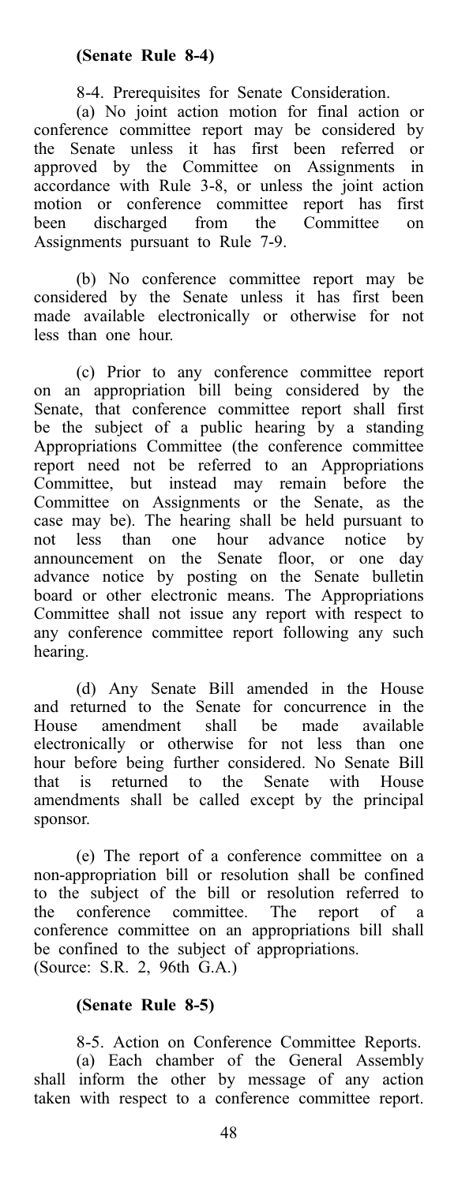**(Senate Rule 8-4)**

8-4. Prerequisites for Senate Consideration.

(a) No joint action motion for final action or conference committee report may be considered by the Senate unless it has first been referred or approved by the Committee on Assignments in accordance with Rule 3-8, or unless the joint action motion or conference committee report has first been discharged from the Committee on Assignments pursuant to Rule 7-9.

(b) No conference committee report may be considered by the Senate unless it has first been made available electronically or otherwise for not less than one hour.

(c) Prior to any conference committee report on an appropriation bill being considered by the Senate, that conference committee report shall first be the subject of a public hearing by a standing Appropriations Committee (the conference committee report need not be referred to an Appropriations Committee, but instead may remain before the Committee on Assignments or the Senate, as the case may be). The hearing shall be held pursuant to not less than one hour advance notice by announcement on the Senate floor, or one day advance notice by posting on the Senate bulletin board or other electronic means. The Appropriations Committee shall not issue any report with respect to any conference committee report following any such hearing.

(d) Any Senate Bill amended in the House and returned to the Senate for concurrence in the House amendment shall be made available electronically or otherwise for not less than one hour before being further considered. No Senate Bill that is returned to the Senate with House amendments shall be called except by the principal sponsor.

(e) The report of a conference committee on a non-appropriation bill or resolution shall be confined to the subject of the bill or resolution referred to the conference committee. The report of a conference committee on an appropriations bill shall be confined to the subject of appropriations.
(Source: S.R. 2, 96th G.A.)

**(Senate Rule 8-5)**

8-5. Action on Conference Committee Reports.

(a) Each chamber of the General Assembly shall inform the other by message of any action taken with respect to a conference committee report.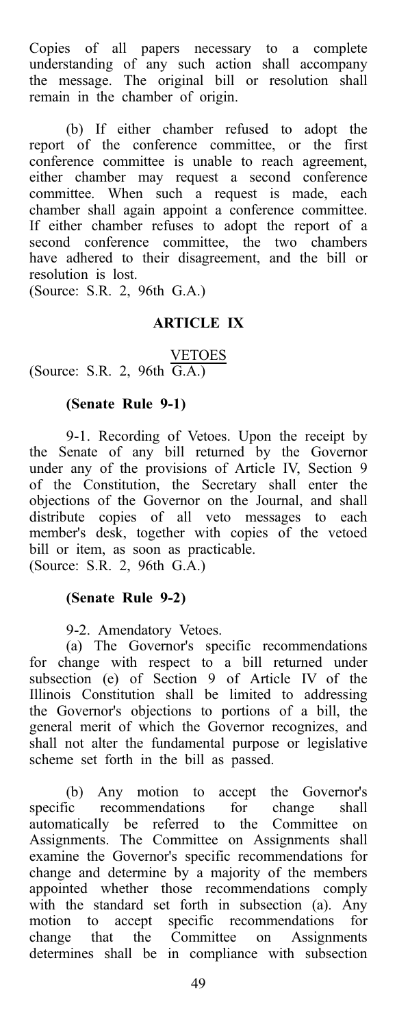Copies of all papers necessary to a complete understanding of any such action shall accompany the message. The original bill or resolution shall remain in the chamber of origin.

(b) If either chamber refused to adopt the report of the conference committee, or the first conference committee is unable to reach agreement, either chamber may request a second conference committee. When such a request is made, each chamber shall again appoint a conference committee. If either chamber refuses to adopt the report of a second conference committee, the two chambers have adhered to their disagreement, and the bill or resolution is lost.
(Source: S.R. 2, 96th G.A.)

## ARTICLE IX

### VETOES

(Source: S.R. 2, 96th G.A.)

**(Senate Rule 9-1)**

9-1. Recording of Vetoes. Upon the receipt by the Senate of any bill returned by the Governor under any of the provisions of Article IV, Section 9 of the Constitution, the Secretary shall enter the objections of the Governor on the Journal, and shall distribute copies of all veto messages to each member's desk, together with copies of the vetoed bill or item, as soon as practicable.
(Source: S.R. 2, 96th G.A.)

**(Senate Rule 9-2)**

9-2. Amendatory Vetoes.

(a) The Governor's specific recommendations for change with respect to a bill returned under subsection (e) of Section 9 of Article IV of the Illinois Constitution shall be limited to addressing the Governor's objections to portions of a bill, the general merit of which the Governor recognizes, and shall not alter the fundamental purpose or legislative scheme set forth in the bill as passed.

(b) Any motion to accept the Governor's specific recommendations for change shall automatically be referred to the Committee on Assignments. The Committee on Assignments shall examine the Governor's specific recommendations for change and determine by a majority of the members appointed whether those recommendations comply with the standard set forth in subsection (a). Any motion to accept specific recommendations for change that the Committee on Assignments determines shall be in compliance with subsection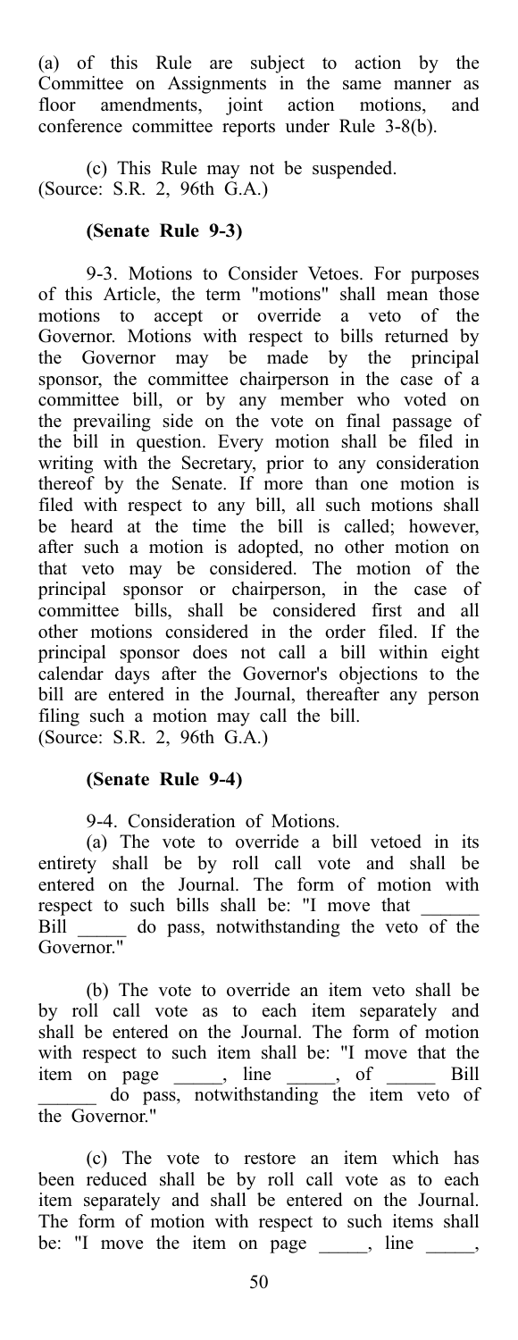(a) of this Rule are subject to action by the Committee on Assignments in the same manner as floor amendments, joint action motions, and conference committee reports under Rule 3-8(b).

(c) This Rule may not be suspended.
(Source: S.R. 2, 96th G.A.)

**(Senate Rule 9-3)**

9-3. Motions to Consider Vetoes. For purposes of this Article, the term "motions" shall mean those motions to accept or override a veto of the Governor. Motions with respect to bills returned by the Governor may be made by the principal sponsor, the committee chairperson in the case of a committee bill, or by any member who voted on the prevailing side on the vote on final passage of the bill in question. Every motion shall be filed in writing with the Secretary, prior to any consideration thereof by the Senate. If more than one motion is filed with respect to any bill, all such motions shall be heard at the time the bill is called; however, after such a motion is adopted, no other motion on that veto may be considered. The motion of the principal sponsor or chairperson, in the case of committee bills, shall be considered first and all other motions considered in the order filed. If the principal sponsor does not call a bill within eight calendar days after the Governor's objections to the bill are entered in the Journal, thereafter any person filing such a motion may call the bill.
(Source: S.R. 2, 96th G.A.)

**(Senate Rule 9-4)**

9-4. Consideration of Motions.

(a) The vote to override a bill vetoed in its entirety shall be by roll call vote and shall be entered on the Journal. The form of motion with respect to such bills shall be: "I move that ______ Bill _____ do pass, notwithstanding the veto of the Governor."

(b) The vote to override an item veto shall be by roll call vote as to each item separately and shall be entered on the Journal. The form of motion with respect to such item shall be: "I move that the item on page _____, line _____, of _____ Bill ______ do pass, notwithstanding the item veto of the Governor."

(c) The vote to restore an item which has been reduced shall be by roll call vote as to each item separately and shall be entered on the Journal. The form of motion with respect to such items shall be: "I move the item on page _____, line _____,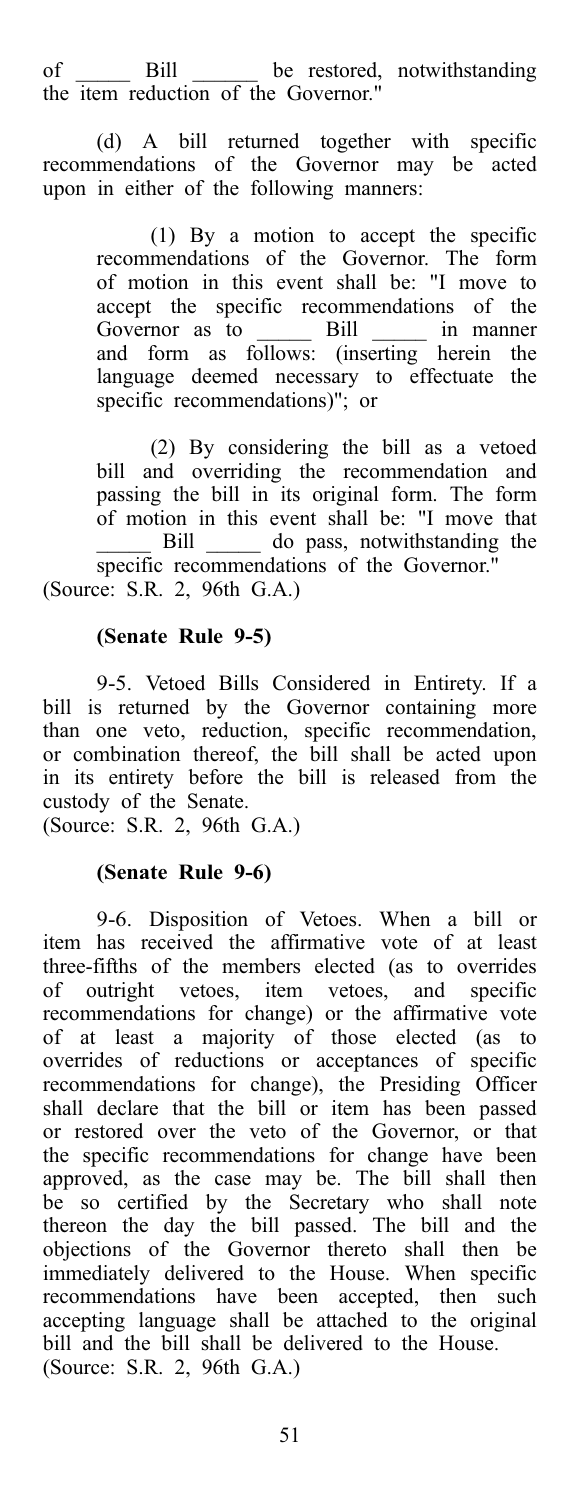of _____ Bill ______ be restored, notwithstanding the item reduction of the Governor."

(d) A bill returned together with specific recommendations of the Governor may be acted upon in either of the following manners:

(1) By a motion to accept the specific recommendations of the Governor. The form of motion in this event shall be: "I move to accept the specific recommendations of the Governor as to _____ Bill _____ in manner and form as follows: (inserting herein the language deemed necessary to effectuate the specific recommendations)"; or

(2) By considering the bill as a vetoed bill and overriding the recommendation and passing the bill in its original form. The form of motion in this event shall be: "I move that _____ Bill _____ do pass, notwithstanding the specific recommendations of the Governor."

(Source: S.R. 2, 96th G.A.)

**(Senate Rule 9-5)**

9-5. Vetoed Bills Considered in Entirety. If a bill is returned by the Governor containing more than one veto, reduction, specific recommendation, or combination thereof, the bill shall be acted upon in its entirety before the bill is released from the custody of the Senate.

(Source: S.R. 2, 96th G.A.)

**(Senate Rule 9-6)**

9-6. Disposition of Vetoes. When a bill or item has received the affirmative vote of at least three-fifths of the members elected (as to overrides of outright vetoes, item vetoes, and specific recommendations for change) or the affirmative vote of at least a majority of those elected (as to overrides of reductions or acceptances of specific recommendations for change), the Presiding Officer shall declare that the bill or item has been passed or restored over the veto of the Governor, or that the specific recommendations for change have been approved, as the case may be. The bill shall then be so certified by the Secretary who shall note thereon the day the bill passed. The bill and the objections of the Governor thereto shall then be immediately delivered to the House. When specific recommendations have been accepted, then such accepting language shall be attached to the original bill and the bill shall be delivered to the House.

(Source: S.R. 2, 96th G.A.)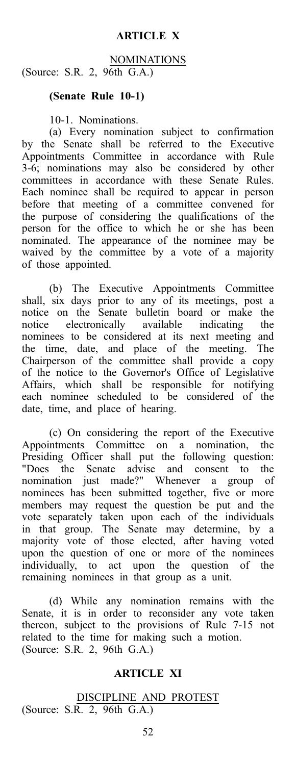# ARTICLE X

## NOMINATIONS

(Source: S.R. 2, 96th G.A.)

### (Senate Rule 10-1)

10-1. Nominations.

(a) Every nomination subject to confirmation by the Senate shall be referred to the Executive Appointments Committee in accordance with Rule 3-6; nominations may also be considered by other committees in accordance with these Senate Rules. Each nominee shall be required to appear in person before that meeting of a committee convened for the purpose of considering the qualifications of the person for the office to which he or she has been nominated. The appearance of the nominee may be waived by the committee by a vote of a majority of those appointed.

(b) The Executive Appointments Committee shall, six days prior to any of its meetings, post a notice on the Senate bulletin board or make the notice electronically available indicating the nominees to be considered at its next meeting and the time, date, and place of the meeting. The Chairperson of the committee shall provide a copy of the notice to the Governor's Office of Legislative Affairs, which shall be responsible for notifying each nominee scheduled to be considered of the date, time, and place of hearing.

(c) On considering the report of the Executive Appointments Committee on a nomination, the Presiding Officer shall put the following question: "Does the Senate advise and consent to the nomination just made?" Whenever a group of nominees has been submitted together, five or more members may request the question be put and the vote separately taken upon each of the individuals in that group. The Senate may determine, by a majority vote of those elected, after having voted upon the question of one or more of the nominees individually, to act upon the question of the remaining nominees in that group as a unit.

(d) While any nomination remains with the Senate, it is in order to reconsider any vote taken thereon, subject to the provisions of Rule 7-15 not related to the time for making such a motion.
(Source: S.R. 2, 96th G.A.)

# ARTICLE XI

## DISCIPLINE AND PROTEST

(Source: S.R. 2, 96th G.A.)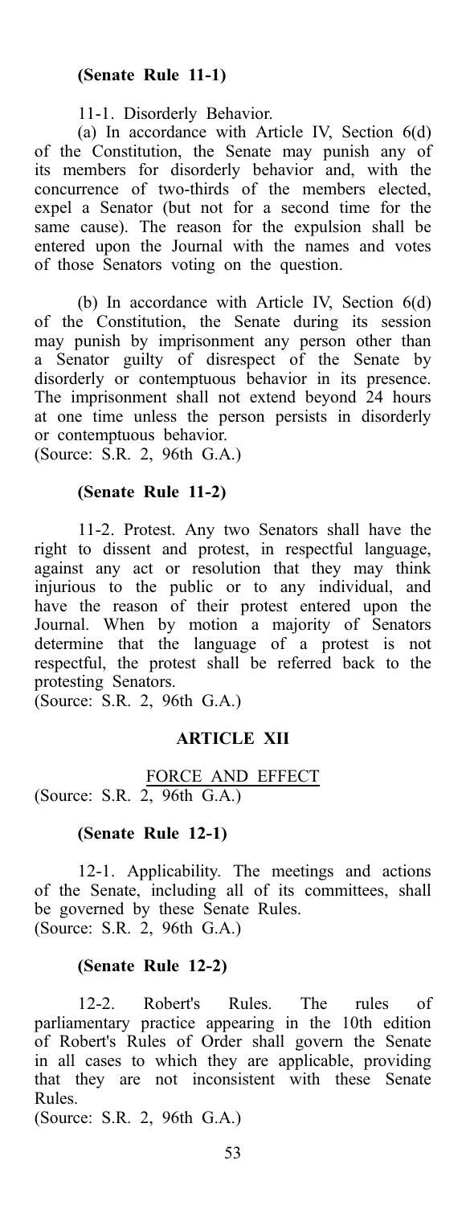**(Senate Rule 11-1)**

11-1. Disorderly Behavior.

(a) In accordance with Article IV, Section 6(d) of the Constitution, the Senate may punish any of its members for disorderly behavior and, with the concurrence of two-thirds of the members elected, expel a Senator (but not for a second time for the same cause). The reason for the expulsion shall be entered upon the Journal with the names and votes of those Senators voting on the question.

(b) In accordance with Article IV, Section 6(d) of the Constitution, the Senate during its session may punish by imprisonment any person other than a Senator guilty of disrespect of the Senate by disorderly or contemptuous behavior in its presence. The imprisonment shall not extend beyond 24 hours at one time unless the person persists in disorderly or contemptuous behavior.
(Source: S.R. 2, 96th G.A.)

**(Senate Rule 11-2)**

11-2. Protest. Any two Senators shall have the right to dissent and protest, in respectful language, against any act or resolution that they may think injurious to the public or to any individual, and have the reason of their protest entered upon the Journal. When by motion a majority of Senators determine that the language of a protest is not respectful, the protest shall be referred back to the protesting Senators.
(Source: S.R. 2, 96th G.A.)

## ARTICLE XII

FORCE AND EFFECT
(Source: S.R. 2, 96th G.A.)

**(Senate Rule 12-1)**

12-1. Applicability. The meetings and actions of the Senate, including all of its committees, shall be governed by these Senate Rules.
(Source: S.R. 2, 96th G.A.)

**(Senate Rule 12-2)**

12-2. Robert's Rules. The rules of parliamentary practice appearing in the 10th edition of Robert's Rules of Order shall govern the Senate in all cases to which they are applicable, providing that they are not inconsistent with these Senate Rules.
(Source: S.R. 2, 96th G.A.)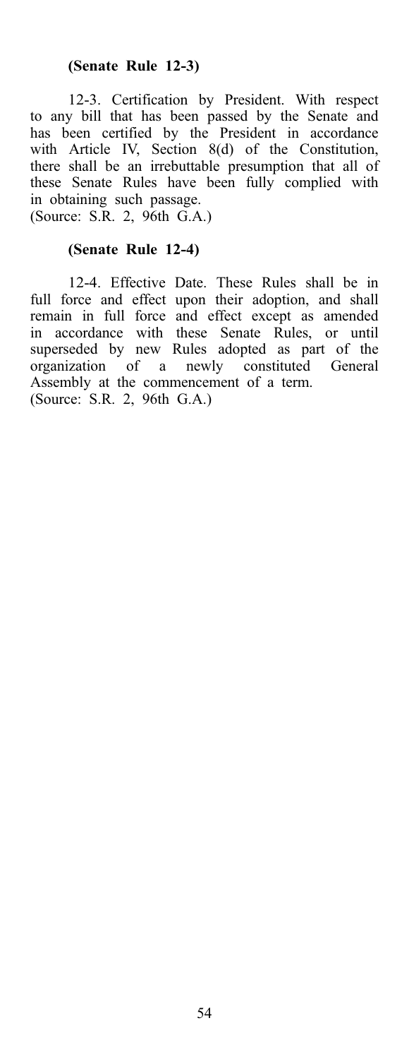**(Senate Rule 12-3)**

12-3. Certification by President. With respect to any bill that has been passed by the Senate and has been certified by the President in accordance with Article IV, Section 8(d) of the Constitution, there shall be an irrebuttable presumption that all of these Senate Rules have been fully complied with in obtaining such passage.
(Source: S.R. 2, 96th G.A.)

**(Senate Rule 12-4)**

12-4. Effective Date. These Rules shall be in full force and effect upon their adoption, and shall remain in full force and effect except as amended in accordance with these Senate Rules, or until superseded by new Rules adopted as part of the organization of a newly constituted General Assembly at the commencement of a term.
(Source: S.R. 2, 96th G.A.)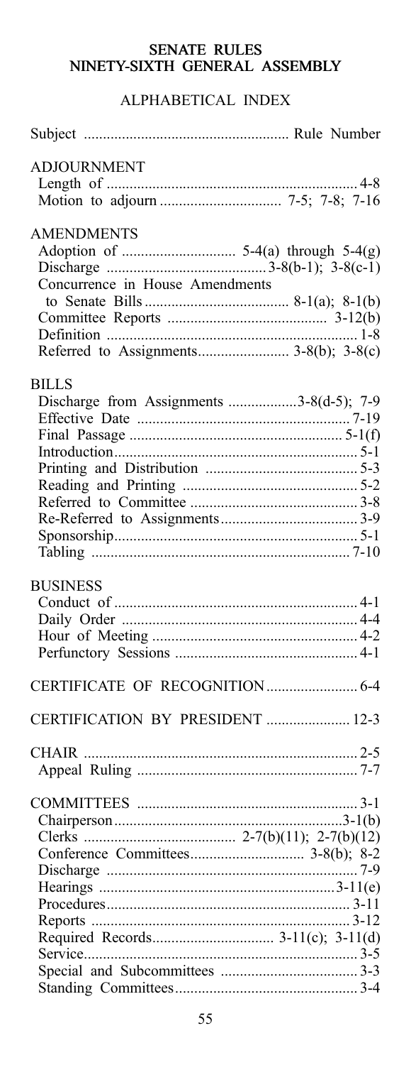# SENATE RULES
# NINETY-SIXTH GENERAL ASSEMBLY

## ALPHABETICAL INDEX

| Subject | Rule Number |
|---|---|
| **ADJOURNMENT** | |
| Length of | 4-8 |
| Motion to adjourn | 7-5; 7-8; 7-16 |
| **AMENDMENTS** | |
| Adoption of | 5-4(a) through 5-4(g) |
| Discharge | 3-8(b-1); 3-8(c-1) |
| Concurrence in House Amendments to Senate Bills | 8-1(a); 8-1(b) |
| Committee Reports | 3-12(b) |
| Definition | 1-8 |
| Referred to Assignments | 3-8(b); 3-8(c) |
| **BILLS** | |
| Discharge from Assignments | 3-8(d-5); 7-9 |
| Effective Date | 7-19 |
| Final Passage | 5-1(f) |
| Introduction | 5-1 |
| Printing and Distribution | 5-3 |
| Reading and Printing | 5-2 |
| Referred to Committee | 3-8 |
| Re-Referred to Assignments | 3-9 |
| Sponsorship | 5-1 |
| Tabling | 7-10 |
| **BUSINESS** | |
| Conduct of | 4-1 |
| Daily Order | 4-4 |
| Hour of Meeting | 4-2 |
| Perfunctory Sessions | 4-1 |
| **CERTIFICATE OF RECOGNITION** | 6-4 |
| **CERTIFICATION BY PRESIDENT** | 12-3 |
| **CHAIR** | 2-5 |
| Appeal Ruling | 7-7 |
| **COMMITTEES** | 3-1 |
| Chairperson | 3-1(b) |
| Clerks | 2-7(b)(11); 2-7(b)(12) |
| Conference Committees | 3-8(b); 8-2 |
| Discharge | 7-9 |
| Hearings | 3-11(e) |
| Procedures | 3-11 |
| Reports | 3-12 |
| Required Records | 3-11(c); 3-11(d) |
| Service | 3-5 |
| Special and Subcommittees | 3-3 |
| Standing Committees | 3-4 |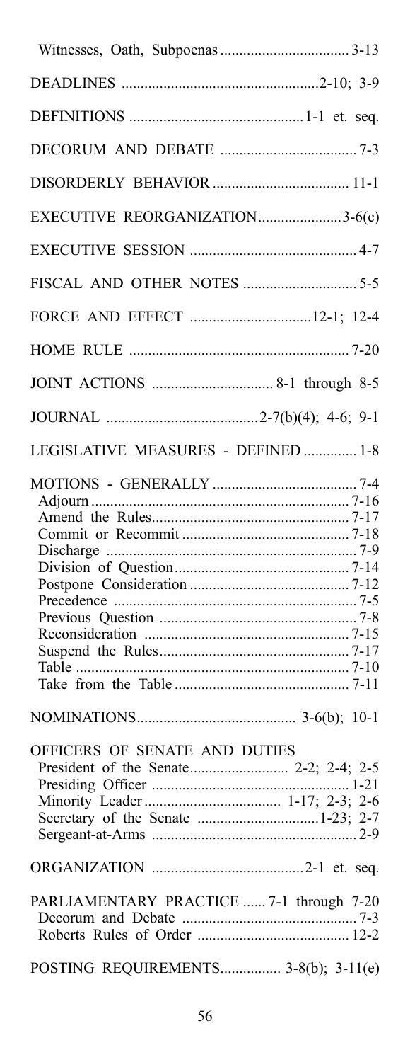Witnesses, Oath, Subpoenas .................................. 3-13

DEADLINES .................................................. 2-10; 3-9

DEFINITIONS ............................................. 1-1 et. seq.

DECORUM AND DEBATE ................................... 7-3

DISORDERLY BEHAVIOR .................................. 11-1

EXECUTIVE REORGANIZATION...................... 3-6(c)

EXECUTIVE SESSION ........................................... 4-7

FISCAL AND OTHER NOTES .............................. 5-5

FORCE AND EFFECT ................................ 12-1; 12-4

HOME RULE ......................................................... 7-20

JOINT ACTIONS ................................ 8-1 through 8-5

JOURNAL ........................................ 2-7(b)(4); 4-6; 9-1

LEGISLATIVE MEASURES - DEFINED .............. 1-8

MOTIONS - GENERALLY ...................................... 7-4
- Adjourn ........................................................ 7-16
- Amend the Rules............................................. 7-17
- Commit or Recommit ........................................ 7-18
- Discharge ..................................................... 7-9
- Division of Question........................................ 7-14
- Postpone Consideration ................................... 7-12
- Precedence .................................................... 7-5
- Previous Question ........................................... 7-8
- Reconsideration ............................................. 7-15
- Suspend the Rules........................................... 7-17
- Table ........................................................... 7-10
- Take from the Table ........................................ 7-11

NOMINATIONS.......................................... 3-6(b); 10-1

OFFICERS OF SENATE AND DUTIES
- President of the Senate.......................... 2-2; 2-4; 2-5
- Presiding Officer ........................................... 1-21
- Minority Leader .................................. 1-17; 2-3; 2-6
- Secretary of the Senate ............................... 1-23; 2-7
- Sergeant-at-Arms ........................................... 2-9

ORGANIZATION ........................................ 2-1 et. seq.

PARLIAMENTARY PRACTICE ...... 7-1 through 7-20
- Decorum and Debate ....................................... 7-3
- Roberts Rules of Order .................................... 12-2

POSTING REQUIREMENTS................ 3-8(b); 3-11(e)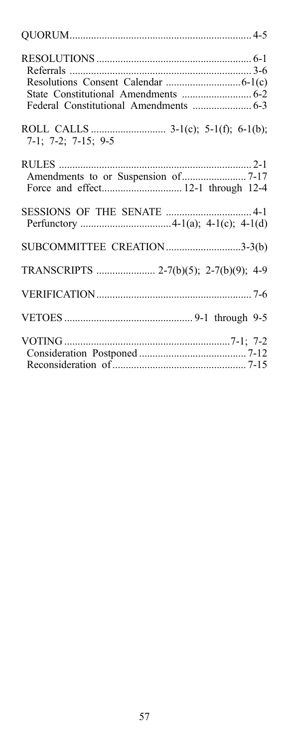QUORUM.................................................................... 4-5

RESOLUTIONS ........................................................... 6-1
  Referrals .................................................................... 3-6
  Resolutions Consent Calendar ............................6-1(c)
  State Constitutional Amendments ........................... 6-2
  Federal Constitutional Amendments ...................... 6-3

ROLL CALLS ............................ 3-1(c); 5-1(f); 6-1(b); 7-1; 7-2; 7-15; 9-5

RULES ........................................................................ 2-1
  Amendments to or Suspension of........................ 7-17
  Force and effect.............................. 12-1 through 12-4

SESSIONS OF THE SENATE ................................ 4-1
  Perfunctory ..................................4-1(a); 4-1(c); 4-1(d)

SUBCOMMITTEE CREATION............................3-3(b)

TRANSCRIPTS ...................... 2-7(b)(5); 2-7(b)(9); 4-9

VERIFICATION.......................................................... 7-6

VETOES ................................................ 9-1 through 9-5

VOTING .............................................................7-1; 7-2
  Consideration Postponed ........................................ 7-12
  Reconsideration of.................................................. 7-15